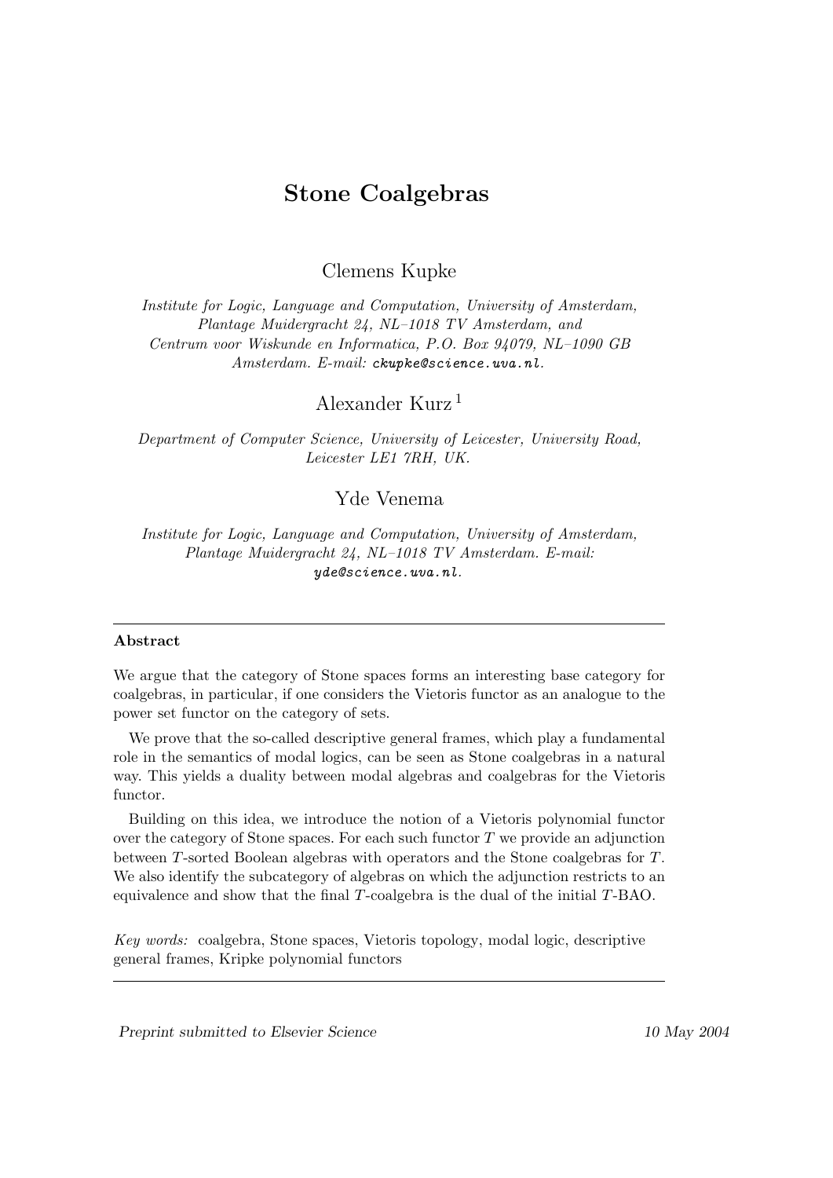# Stone Coalgebras

Clemens Kupke

*Institute for Logic, Language and Computation, University of Amsterdam, Plantage Muidergracht 24, NL–1018 TV Amsterdam, and Centrum voor Wiskunde en Informatica, P.O. Box 94079, NL–1090 GB Amsterdam. E-mail: ckupke@science.uva.nl.*

Alexander Kurz [1]

*Department of Computer Science, University of Leicester, University Road, Leicester LE1 7RH, UK.*

Yde Venema

*Institute for Logic, Language and Computation, University of Amsterdam, Plantage Muidergracht 24, NL–1018 TV Amsterdam. E-mail: yde@science.uva.nl.*

---

**Abstract**

We argue that the category of Stone spaces forms an interesting base category for coalgebras, in particular, if one considers the Vietoris functor as an analogue to the power set functor on the category of sets.

We prove that the so-called descriptive general frames, which play a fundamental role in the semantics of modal logics, can be seen as Stone coalgebras in a natural way. This yields a duality between modal algebras and coalgebras for the Vietoris functor.

Building on this idea, we introduce the notion of a Vietoris polynomial functor over the category of Stone spaces. For each such functor $T$ we provide an adjunction between $T$-sorted Boolean algebras with operators and the Stone coalgebras for $T$. We also identify the subcategory of algebras on which the adjunction restricts to an equivalence and show that the final $T$-coalgebra is the dual of the initial $T$-BAO.

*Key words:* coalgebra, Stone spaces, Vietoris topology, modal logic, descriptive general frames, Kripke polynomial functors

---

*Preprint submitted to Elsevier Science* 10 May 2004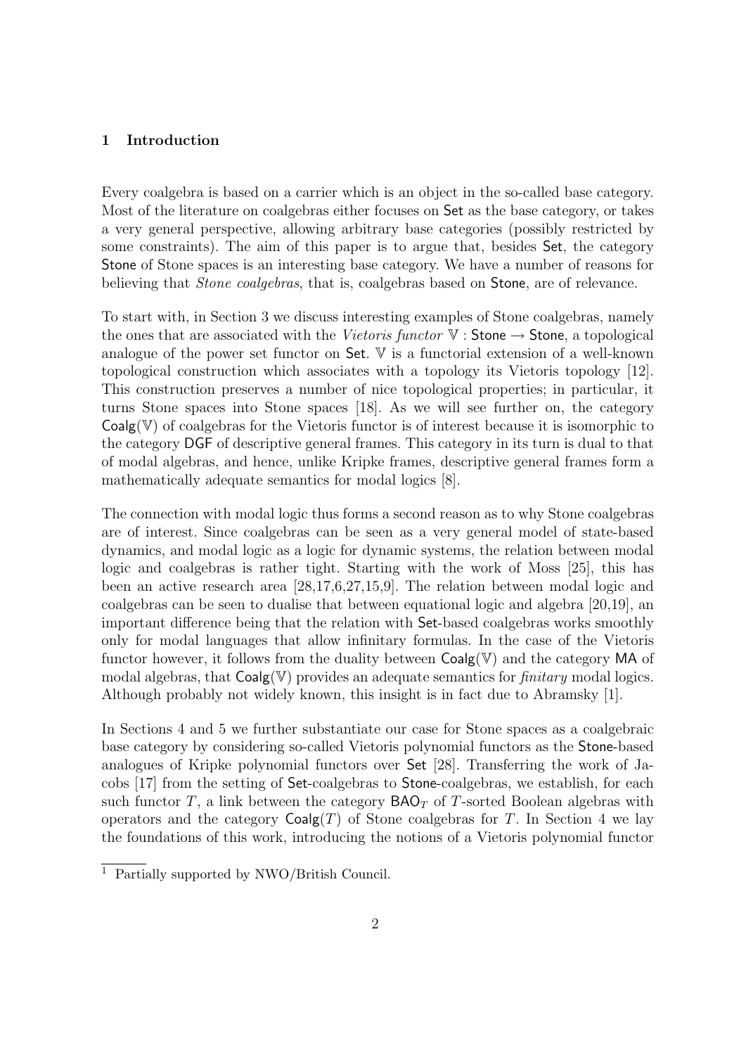## 1 Introduction

Every coalgebra is based on a carrier which is an object in the so-called base category. Most of the literature on coalgebras either focuses on Set as the base category, or takes a very general perspective, allowing arbitrary base categories (possibly restricted by some constraints). The aim of this paper is to argue that, besides Set, the category Stone of Stone spaces is an interesting base category. We have a number of reasons for believing that *Stone coalgebras*, that is, coalgebras based on Stone, are of relevance.

To start with, in Section 3 we discuss interesting examples of Stone coalgebras, namely the ones that are associated with the *Vietoris functor* $\mathbb{V} : \mathsf{Stone} \to \mathsf{Stone}$, a topological analogue of the power set functor on Set. $\mathbb{V}$ is a functorial extension of a well-known topological construction which associates with a topology its Vietoris topology [12]. This construction preserves a number of nice topological properties; in particular, it turns Stone spaces into Stone spaces [18]. As we will see further on, the category $\mathsf{Coalg}(\mathbb{V})$ of coalgebras for the Vietoris functor is of interest because it is isomorphic to the category DGF of descriptive general frames. This category in its turn is dual to that of modal algebras, and hence, unlike Kripke frames, descriptive general frames form a mathematically adequate semantics for modal logics [8].

The connection with modal logic thus forms a second reason as to why Stone coalgebras are of interest. Since coalgebras can be seen as a very general model of state-based dynamics, and modal logic as a logic for dynamic systems, the relation between modal logic and coalgebras is rather tight. Starting with the work of Moss [25], this has been an active research area [28,17,6,27,15,9]. The relation between modal logic and coalgebras can be seen to dualise that between equational logic and algebra [20,19], an important difference being that the relation with Set-based coalgebras works smoothly only for modal languages that allow infinitary formulas. In the case of the Vietoris functor however, it follows from the duality between $\mathsf{Coalg}(\mathbb{V})$ and the category MA of modal algebras, that $\mathsf{Coalg}(\mathbb{V})$ provides an adequate semantics for *finitary* modal logics. Although probably not widely known, this insight is in fact due to Abramsky [1].

In Sections 4 and 5 we further substantiate our case for Stone spaces as a coalgebraic base category by considering so-called Vietoris polynomial functors as the Stone-based analogues of Kripke polynomial functors over Set [28]. Transferring the work of Jacobs [17] from the setting of Set-coalgebras to Stone-coalgebras, we establish, for each such functor $T$, a link between the category $\mathsf{BAO}_T$ of $T$-sorted Boolean algebras with operators and the category $\mathsf{Coalg}(T)$ of Stone coalgebras for $T$. In Section 4 we lay the foundations of this work, introducing the notions of a Vietoris polynomial functor

[1] Partially supported by NWO/British Council.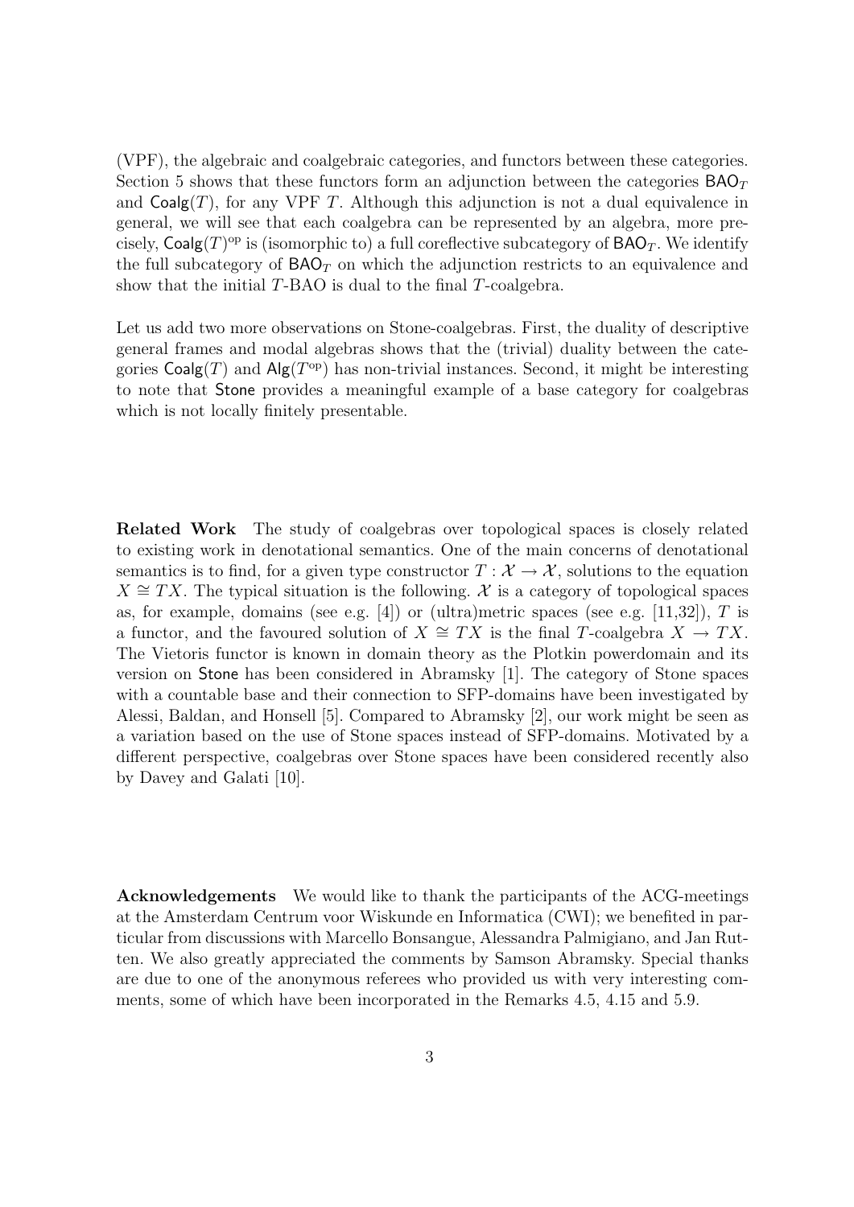(VPF), the algebraic and coalgebraic categories, and functors between these categories. Section 5 shows that these functors form an adjunction between the categories $\mathsf{BAO}_T$ and $\mathsf{Coalg}(T)$, for any VPF $T$. Although this adjunction is not a dual equivalence in general, we will see that each coalgebra can be represented by an algebra, more precisely, $\mathsf{Coalg}(T)^{\mathrm{op}}$ is (isomorphic to) a full coreflective subcategory of $\mathsf{BAO}_T$. We identify the full subcategory of $\mathsf{BAO}_T$ on which the adjunction restricts to an equivalence and show that the initial $T$-BAO is dual to the final $T$-coalgebra.

Let us add two more observations on Stone-coalgebras. First, the duality of descriptive general frames and modal algebras shows that the (trivial) duality between the categories $\mathsf{Coalg}(T)$ and $\mathsf{Alg}(T^{\mathrm{op}})$ has non-trivial instances. Second, it might be interesting to note that $\mathsf{Stone}$ provides a meaningful example of a base category for coalgebras which is not locally finitely presentable.

**Related Work** The study of coalgebras over topological spaces is closely related to existing work in denotational semantics. One of the main concerns of denotational semantics is to find, for a given type constructor $T : \mathcal{X} \to \mathcal{X}$, solutions to the equation $X \cong TX$. The typical situation is the following. $\mathcal{X}$ is a category of topological spaces as, for example, domains (see e.g. [4]) or (ultra)metric spaces (see e.g. [11,32]), $T$ is a functor, and the favoured solution of $X \cong TX$ is the final $T$-coalgebra $X \to TX$. The Vietoris functor is known in domain theory as the Plotkin powerdomain and its version on $\mathsf{Stone}$ has been considered in Abramsky [1]. The category of Stone spaces with a countable base and their connection to SFP-domains have been investigated by Alessi, Baldan, and Honsell [5]. Compared to Abramsky [2], our work might be seen as a variation based on the use of Stone spaces instead of SFP-domains. Motivated by a different perspective, coalgebras over Stone spaces have been considered recently also by Davey and Galati [10].

**Acknowledgements** We would like to thank the participants of the ACG-meetings at the Amsterdam Centrum voor Wiskunde en Informatica (CWI); we benefited in particular from discussions with Marcello Bonsangue, Alessandra Palmigiano, and Jan Rutten. We also greatly appreciated the comments by Samson Abramsky. Special thanks are due to one of the anonymous referees who provided us with very interesting comments, some of which have been incorporated in the Remarks 4.5, 4.15 and 5.9.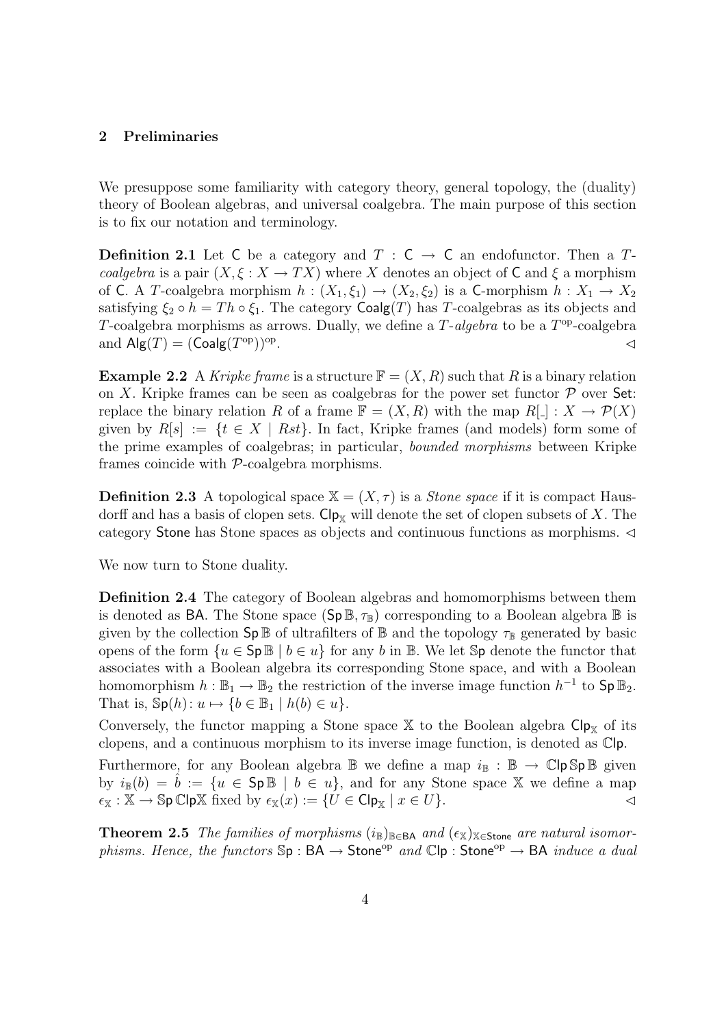## 2 Preliminaries

We presuppose some familiarity with category theory, general topology, the (duality) theory of Boolean algebras, and universal coalgebra. The main purpose of this section is to fix our notation and terminology.

**Definition 2.1** Let $\mathsf{C}$ be a category and $T : \mathsf{C} \to \mathsf{C}$ an endofunctor. Then a *$T$-coalgebra* is a pair $(X, \xi : X \to TX)$ where $X$ denotes an object of $\mathsf{C}$ and $\xi$ a morphism of $\mathsf{C}$. A $T$-coalgebra morphism $h : (X_1, \xi_1) \to (X_2, \xi_2)$ is a $\mathsf{C}$-morphism $h : X_1 \to X_2$ satisfying $\xi_2 \circ h = Th \circ \xi_1$. The category $\mathsf{Coalg}(T)$ has $T$-coalgebras as its objects and $T$-coalgebra morphisms as arrows. Dually, we define a *$T$-algebra* to be a $T^{\mathrm{op}}$-coalgebra and $\mathsf{Alg}(T) = (\mathsf{Coalg}(T^{\mathrm{op}}))^{\mathrm{op}}$. $\lhd$

**Example 2.2** A *Kripke frame* is a structure $\mathbb{F} = (X, R)$ such that $R$ is a binary relation on $X$. Kripke frames can be seen as coalgebras for the power set functor $\mathcal{P}$ over $\mathsf{Set}$: replace the binary relation $R$ of a frame $\mathbb{F} = (X, R)$ with the map $R[\_] : X \to \mathcal{P}(X)$ given by $R[s] := \{t \in X \mid Rst\}$. In fact, Kripke frames (and models) form some of the prime examples of coalgebras; in particular, *bounded morphisms* between Kripke frames coincide with $\mathcal{P}$-coalgebra morphisms.

**Definition 2.3** A topological space $\mathbb{X} = (X, \tau)$ is a *Stone space* if it is compact Hausdorff and has a basis of clopen sets. $\mathsf{Clp}_{\mathbb{X}}$ will denote the set of clopen subsets of $X$. The category $\mathsf{Stone}$ has Stone spaces as objects and continuous functions as morphisms. $\lhd$

We now turn to Stone duality.

**Definition 2.4** The category of Boolean algebras and homomorphisms between them is denoted as $\mathsf{BA}$. The Stone space $(\mathsf{Sp}\,\mathbb{B}, \tau_{\mathbb{B}})$ corresponding to a Boolean algebra $\mathbb{B}$ is given by the collection $\mathsf{Sp}\,\mathbb{B}$ of ultrafilters of $\mathbb{B}$ and the topology $\tau_{\mathbb{B}}$ generated by basic opens of the form $\{u \in \mathsf{Sp}\,\mathbb{B} \mid b \in u\}$ for any $b$ in $\mathbb{B}$. We let $\mathbb{S}\mathsf{p}$ denote the functor that associates with a Boolean algebra its corresponding Stone space, and with a Boolean homomorphism $h : \mathbb{B}_1 \to \mathbb{B}_2$ the restriction of the inverse image function $h^{-1}$ to $\mathsf{Sp}\,\mathbb{B}_2$. That is, $\mathbb{S}\mathsf{p}(h) \colon u \mapsto \{b \in \mathbb{B}_1 \mid h(b) \in u\}$.

Conversely, the functor mapping a Stone space $\mathbb{X}$ to the Boolean algebra $\mathsf{Clp}_{\mathbb{X}}$ of its clopens, and a continuous morphism to its inverse image function, is denoted as $\mathbb{C}\mathsf{lp}$.

Furthermore, for any Boolean algebra $\mathbb{B}$ we define a map $i_{\mathbb{B}} : \mathbb{B} \to \mathbb{C}\mathsf{lp}\,\mathbb{S}\mathsf{p}\,\mathbb{B}$ given by $i_{\mathbb{B}}(b) = \hat{b} := \{u \in \mathsf{Sp}\,\mathbb{B} \mid b \in u\}$, and for any Stone space $\mathbb{X}$ we define a map $\epsilon_{\mathbb{X}} : \mathbb{X} \to \mathbb{S}\mathsf{p}\,\mathbb{C}\mathsf{lp}\mathbb{X}$ fixed by $\epsilon_{\mathbb{X}}(x) := \{U \in \mathsf{Clp}_{\mathbb{X}} \mid x \in U\}$. $\lhd$

**Theorem 2.5** *The families of morphisms $(i_{\mathbb{B}})_{\mathbb{B} \in \mathsf{BA}}$ and $(\epsilon_{\mathbb{X}})_{\mathbb{X} \in \mathsf{Stone}}$ are natural isomorphisms. Hence, the functors $\mathbb{S}\mathsf{p} : \mathsf{BA} \to \mathsf{Stone}^{\mathrm{op}}$ and $\mathbb{C}\mathsf{lp} : \mathsf{Stone}^{\mathrm{op}} \to \mathsf{BA}$ induce a dual*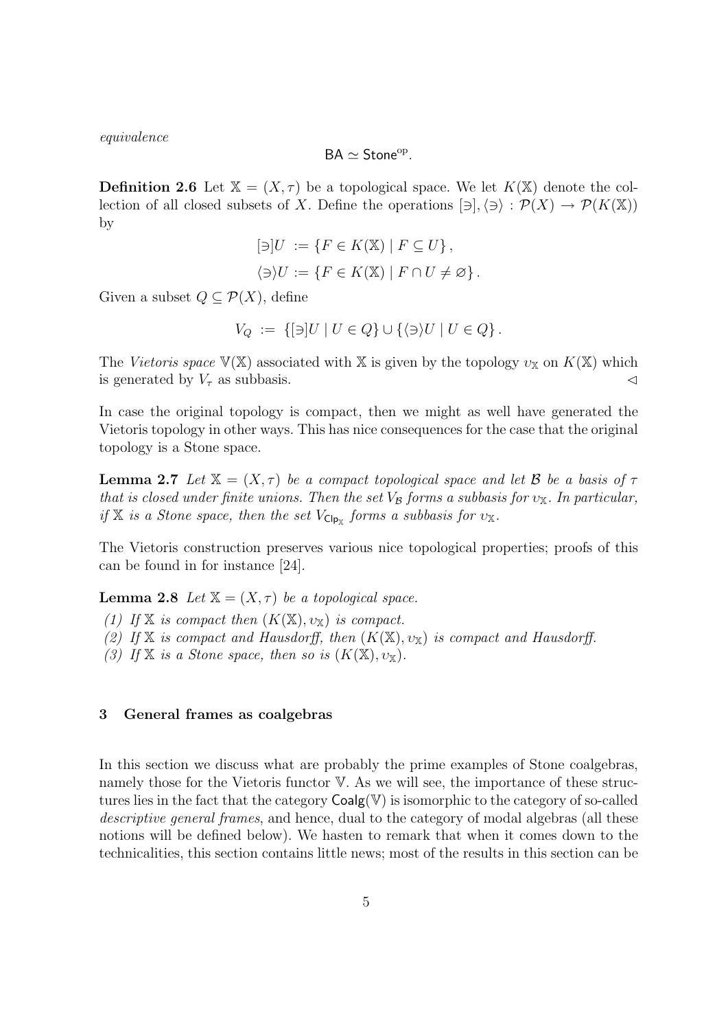*equivalence*

$$\mathsf{BA} \simeq \mathsf{Stone}^{\mathrm{op}}.$$

**Definition 2.6** Let $\mathbb{X} = (X, \tau)$ be a topological space. We let $K(\mathbb{X})$ denote the collection of all closed subsets of $X$. Define the operations $[\ni], \langle\ni\rangle : \mathcal{P}(X) \to \mathcal{P}(K(\mathbb{X}))$ by

$$[\ni]U := \{F \in K(\mathbb{X}) \mid F \subseteq U\},$$
$$\langle\ni\rangle U := \{F \in K(\mathbb{X}) \mid F \cap U \neq \varnothing\}.$$

Given a subset $Q \subseteq \mathcal{P}(X)$, define

$$V_Q := \{[\ni]U \mid U \in Q\} \cup \{\langle\ni\rangle U \mid U \in Q\}.$$

The *Vietoris space* $\mathbb{V}(\mathbb{X})$ associated with $\mathbb{X}$ is given by the topology $\upsilon_{\mathbb{X}}$ on $K(\mathbb{X})$ which is generated by $V_\tau$ as subbasis. $\lhd$

In case the original topology is compact, then we might as well have generated the Vietoris topology in other ways. This has nice consequences for the case that the original topology is a Stone space.

**Lemma 2.7** *Let $\mathbb{X} = (X, \tau)$ be a compact topological space and let $\mathcal{B}$ be a basis of $\tau$ that is closed under finite unions. Then the set $V_{\mathcal{B}}$ forms a subbasis for $\upsilon_{\mathbb{X}}$. In particular, if $\mathbb{X}$ is a Stone space, then the set $V_{\mathsf{Clp}_{\mathbb{X}}}$ forms a subbasis for $\upsilon_{\mathbb{X}}$.*

The Vietoris construction preserves various nice topological properties; proofs of this can be found in for instance [24].

**Lemma 2.8** *Let $\mathbb{X} = (X, \tau)$ be a topological space.*

*(1) If $\mathbb{X}$ is compact then $(K(\mathbb{X}), \upsilon_{\mathbb{X}})$ is compact.*
*(2) If $\mathbb{X}$ is compact and Hausdorff, then $(K(\mathbb{X}), \upsilon_{\mathbb{X}})$ is compact and Hausdorff.*
*(3) If $\mathbb{X}$ is a Stone space, then so is $(K(\mathbb{X}), \upsilon_{\mathbb{X}})$.*

## 3 General frames as coalgebras

In this section we discuss what are probably the prime examples of Stone coalgebras, namely those for the Vietoris functor $\mathbb{V}$. As we will see, the importance of these structures lies in the fact that the category $\mathsf{Coalg}(\mathbb{V})$ is isomorphic to the category of so-called *descriptive general frames*, and hence, dual to the category of modal algebras (all these notions will be defined below). We hasten to remark that when it comes down to the technicalities, this section contains little news; most of the results in this section can be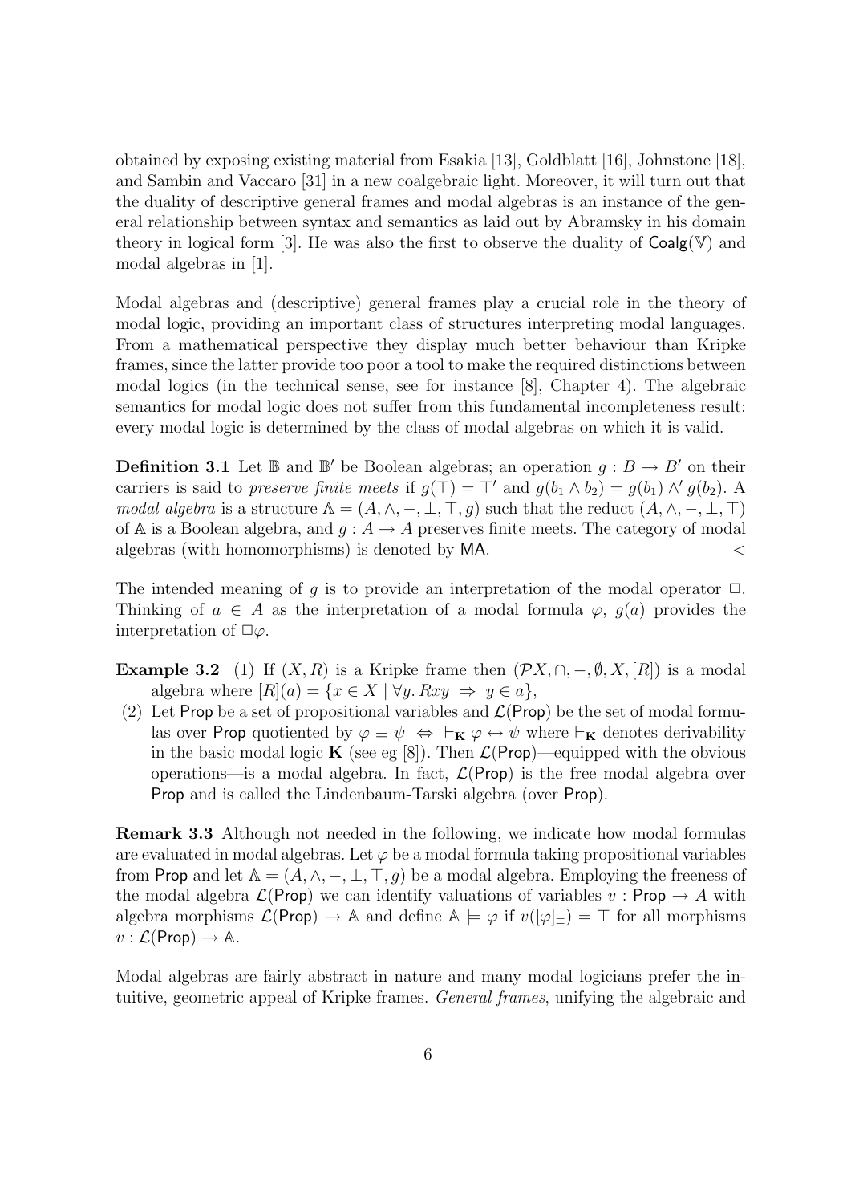obtained by exposing existing material from Esakia [13], Goldblatt [16], Johnstone [18], and Sambin and Vaccaro [31] in a new coalgebraic light. Moreover, it will turn out that the duality of descriptive general frames and modal algebras is an instance of the general relationship between syntax and semantics as laid out by Abramsky in his domain theory in logical form [3]. He was also the first to observe the duality of $\mathsf{Coalg}(\mathbb{V})$ and modal algebras in [1].

Modal algebras and (descriptive) general frames play a crucial role in the theory of modal logic, providing an important class of structures interpreting modal languages. From a mathematical perspective they display much better behaviour than Kripke frames, since the latter provide too poor a tool to make the required distinctions between modal logics (in the technical sense, see for instance [8], Chapter 4). The algebraic semantics for modal logic does not suffer from this fundamental incompleteness result: every modal logic is determined by the class of modal algebras on which it is valid.

**Definition 3.1** Let $\mathbb{B}$ and $\mathbb{B}'$ be Boolean algebras; an operation $g : B \to B'$ on their carriers is said to *preserve finite meets* if $g(\top) = \top'$ and $g(b_1 \wedge b_2) = g(b_1) \wedge' g(b_2)$. A *modal algebra* is a structure $\mathbb{A} = (A, \wedge, -, \bot, \top, g)$ such that the reduct $(A, \wedge, -, \bot, \top)$ of $\mathbb{A}$ is a Boolean algebra, and $g : A \to A$ preserves finite meets. The category of modal algebras (with homomorphisms) is denoted by $\mathsf{MA}$. $\lhd$

The intended meaning of $g$ is to provide an interpretation of the modal operator $\Box$. Thinking of $a \in A$ as the interpretation of a modal formula $\varphi$, $g(a)$ provides the interpretation of $\Box\varphi$.

**Example 3.2** (1) If $(X, R)$ is a Kripke frame then $(\mathcal{P}X, \cap, -, \emptyset, X, [R])$ is a modal algebra where $[R](a) = \{x \in X \mid \forall y.\, Rxy \;\Rightarrow\; y \in a\}$,

(2) Let $\mathsf{Prop}$ be a set of propositional variables and $\mathcal{L}(\mathsf{Prop})$ be the set of modal formulas over $\mathsf{Prop}$ quotiented by $\varphi \equiv \psi \;\Leftrightarrow\; \vdash_{\mathbf{K}} \varphi \leftrightarrow \psi$ where $\vdash_{\mathbf{K}}$ denotes derivability in the basic modal logic $\mathbf{K}$ (see eg [8]). Then $\mathcal{L}(\mathsf{Prop})$—equipped with the obvious operations—is a modal algebra. In fact, $\mathcal{L}(\mathsf{Prop})$ is the free modal algebra over $\mathsf{Prop}$ and is called the Lindenbaum-Tarski algebra (over $\mathsf{Prop}$).

**Remark 3.3** Although not needed in the following, we indicate how modal formulas are evaluated in modal algebras. Let $\varphi$ be a modal formula taking propositional variables from $\mathsf{Prop}$ and let $\mathbb{A} = (A, \wedge, -, \bot, \top, g)$ be a modal algebra. Employing the freeness of the modal algebra $\mathcal{L}(\mathsf{Prop})$ we can identify valuations of variables $v : \mathsf{Prop} \to A$ with algebra morphisms $\mathcal{L}(\mathsf{Prop}) \to \mathbb{A}$ and define $\mathbb{A} \models \varphi$ if $v([\varphi]_{\equiv}) = \top$ for all morphisms $v : \mathcal{L}(\mathsf{Prop}) \to \mathbb{A}$.

Modal algebras are fairly abstract in nature and many modal logicians prefer the intuitive, geometric appeal of Kripke frames. *General frames*, unifying the algebraic and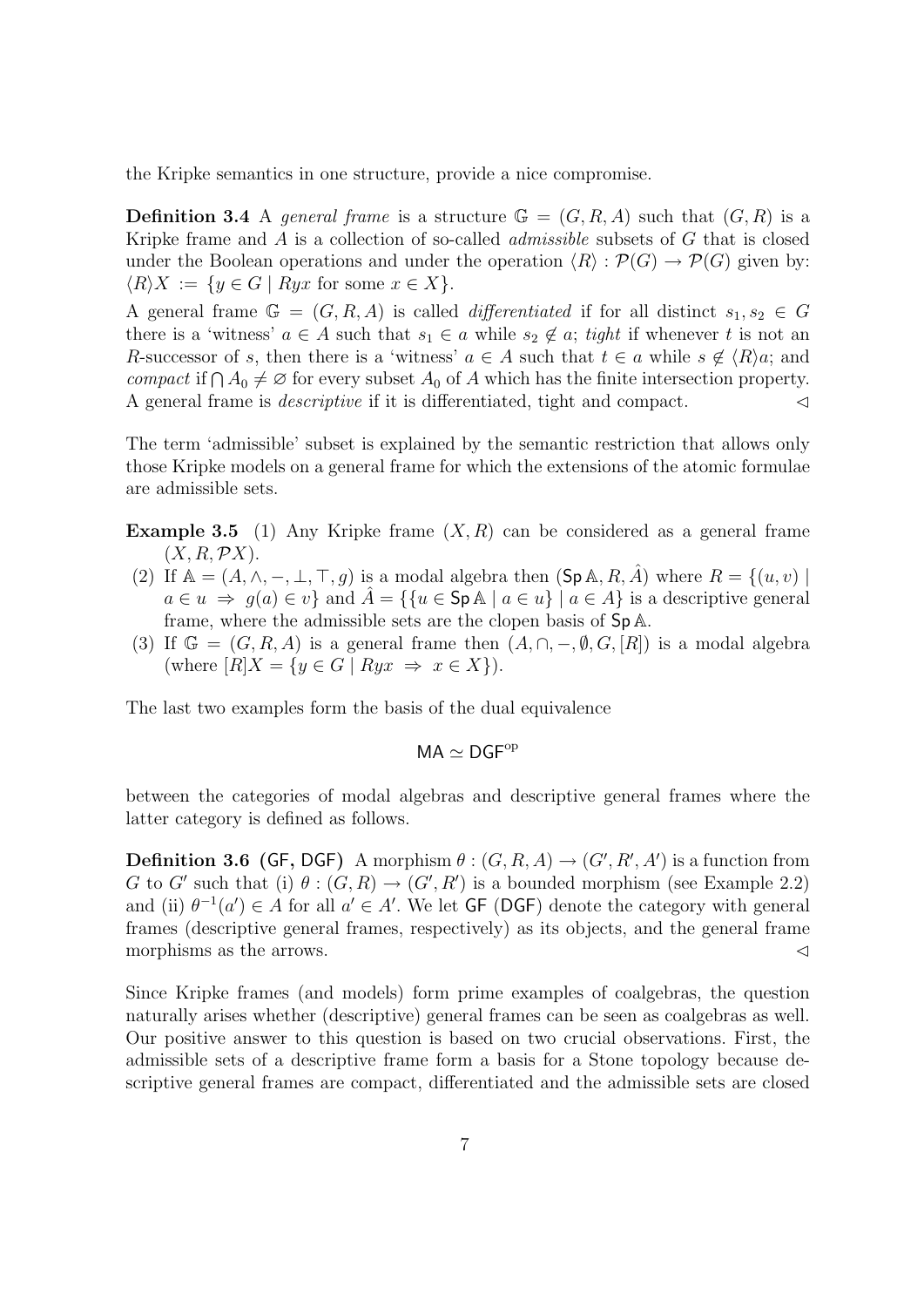the Kripke semantics in one structure, provide a nice compromise.

**Definition 3.4** A *general frame* is a structure $\mathbb{G} = (G, R, A)$ such that $(G, R)$ is a Kripke frame and $A$ is a collection of so-called *admissible* subsets of $G$ that is closed under the Boolean operations and under the operation $\langle R \rangle : \mathcal{P}(G) \to \mathcal{P}(G)$ given by: $\langle R \rangle X := \{y \in G \mid Ryx \text{ for some } x \in X\}$.

A general frame $\mathbb{G} = (G, R, A)$ is called *differentiated* if for all distinct $s_1, s_2 \in G$ there is a 'witness' $a \in A$ such that $s_1 \in a$ while $s_2 \notin a$; *tight* if whenever $t$ is not an $R$-successor of $s$, then there is a 'witness' $a \in A$ such that $t \in a$ while $s \notin \langle R \rangle a$; and *compact* if $\bigcap A_0 \neq \varnothing$ for every subset $A_0$ of $A$ which has the finite intersection property. A general frame is *descriptive* if it is differentiated, tight and compact. $\lhd$

The term 'admissible' subset is explained by the semantic restriction that allows only those Kripke models on a general frame for which the extensions of the atomic formulae are admissible sets.

**Example 3.5** (1) Any Kripke frame $(X, R)$ can be considered as a general frame $(X, R, \mathcal{P}X)$.

(2) If $\mathbb{A} = (A, \wedge, -, \bot, \top, g)$ is a modal algebra then $(\mathsf{Sp}\,\mathbb{A}, R, \hat{A})$ where $R = \{(u, v) \mid a \in u \Rightarrow g(a) \in v\}$ and $\hat{A} = \{\{u \in \mathsf{Sp}\,\mathbb{A} \mid a \in u\} \mid a \in A\}$ is a descriptive general frame, where the admissible sets are the clopen basis of $\mathsf{Sp}\,\mathbb{A}$.

(3) If $\mathbb{G} = (G, R, A)$ is a general frame then $(A, \cap, -, \emptyset, G, [R])$ is a modal algebra (where $[R]X = \{y \in G \mid Ryx \Rightarrow x \in X\}$).

The last two examples form the basis of the dual equivalence

$$\mathsf{MA} \simeq \mathsf{DGF}^{\mathrm{op}}$$

between the categories of modal algebras and descriptive general frames where the latter category is defined as follows.

**Definition 3.6 ($\mathsf{GF}$, $\mathsf{DGF}$)** A morphism $\theta : (G, R, A) \to (G', R', A')$ is a function from $G$ to $G'$ such that (i) $\theta : (G, R) \to (G', R')$ is a bounded morphism (see Example 2.2) and (ii) $\theta^{-1}(a') \in A$ for all $a' \in A'$. We let $\mathsf{GF}$ ($\mathsf{DGF}$) denote the category with general frames (descriptive general frames, respectively) as its objects, and the general frame morphisms as the arrows. $\lhd$

Since Kripke frames (and models) form prime examples of coalgebras, the question naturally arises whether (descriptive) general frames can be seen as coalgebras as well. Our positive answer to this question is based on two crucial observations. First, the admissible sets of a descriptive frame form a basis for a Stone topology because descriptive general frames are compact, differentiated and the admissible sets are closed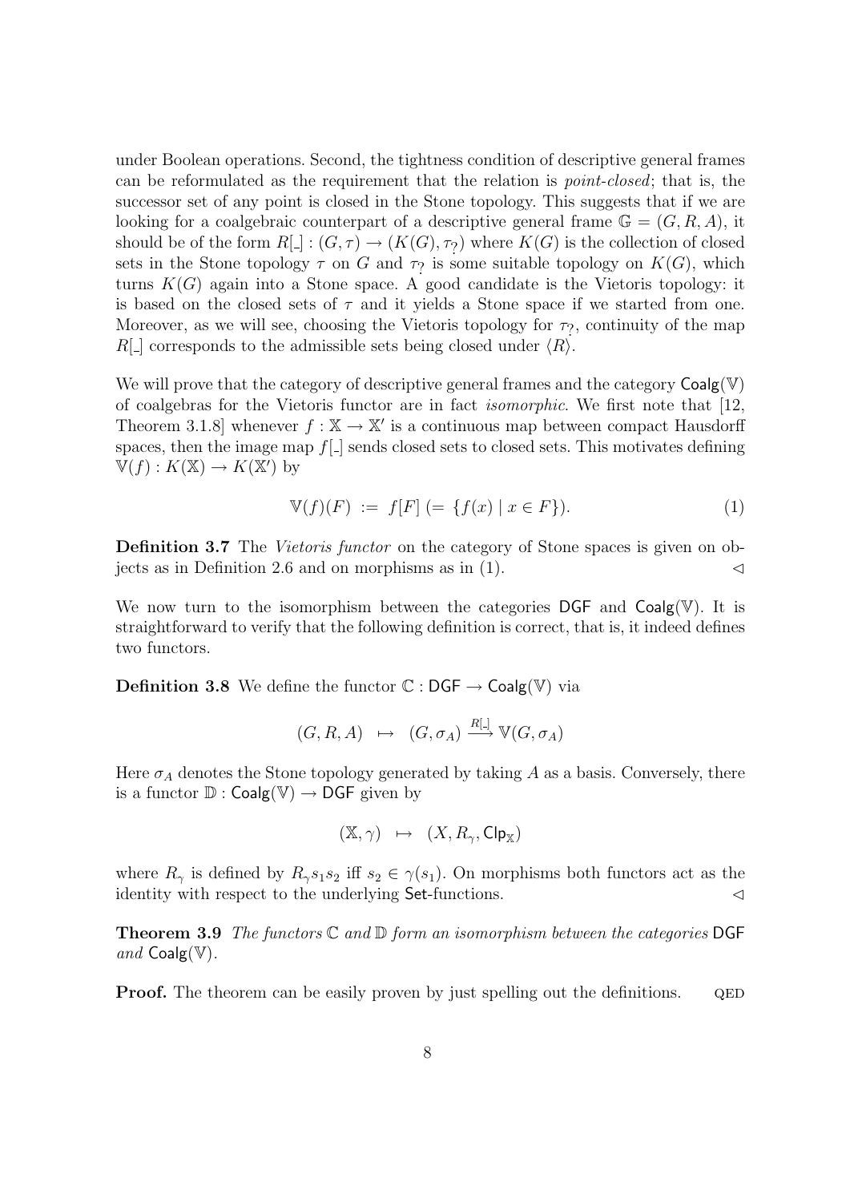under Boolean operations. Second, the tightness condition of descriptive general frames can be reformulated as the requirement that the relation is *point-closed*; that is, the successor set of any point is closed in the Stone topology. This suggests that if we are looking for a coalgebraic counterpart of a descriptive general frame $\mathbb{G} = (G, R, A)$, it should be of the form $R[\_] : (G, \tau) \to (K(G), \tau_?)$ where $K(G)$ is the collection of closed sets in the Stone topology $\tau$ on $G$ and $\tau_?$ is some suitable topology on $K(G)$, which turns $K(G)$ again into a Stone space. A good candidate is the Vietoris topology: it is based on the closed sets of $\tau$ and it yields a Stone space if we started from one. Moreover, as we will see, choosing the Vietoris topology for $\tau_?$, continuity of the map $R[\_]$ corresponds to the admissible sets being closed under $\langle R \rangle$.

We will prove that the category of descriptive general frames and the category $\mathsf{Coalg}(\mathbb{V})$ of coalgebras for the Vietoris functor are in fact *isomorphic*. We first note that [12, Theorem 3.1.8] whenever $f : \mathbb{X} \to \mathbb{X}'$ is a continuous map between compact Hausdorff spaces, then the image map $f[\_]$ sends closed sets to closed sets. This motivates defining $\mathbb{V}(f) : K(\mathbb{X}) \to K(\mathbb{X}')$ by

$$\mathbb{V}(f)(F) \;:=\; f[F] \; (= \{f(x) \mid x \in F\}). \tag{1}$$

**Definition 3.7** The *Vietoris functor* on the category of Stone spaces is given on objects as in Definition 2.6 and on morphisms as in (1). $\lhd$

We now turn to the isomorphism between the categories $\mathsf{DGF}$ and $\mathsf{Coalg}(\mathbb{V})$. It is straightforward to verify that the following definition is correct, that is, it indeed defines two functors.

**Definition 3.8** We define the functor $\mathbb{C} : \mathsf{DGF} \to \mathsf{Coalg}(\mathbb{V})$ via

$$(G, R, A) \;\;\mapsto\;\; (G, \sigma_A) \xrightarrow{R[\_]} \mathbb{V}(G, \sigma_A)$$

Here $\sigma_A$ denotes the Stone topology generated by taking $A$ as a basis. Conversely, there is a functor $\mathbb{D} : \mathsf{Coalg}(\mathbb{V}) \to \mathsf{DGF}$ given by

$$(\mathbb{X}, \gamma) \;\;\mapsto\;\; (X, R_\gamma, \mathsf{Clp}_{\mathbb{X}})$$

where $R_\gamma$ is defined by $R_\gamma s_1 s_2$ iff $s_2 \in \gamma(s_1)$. On morphisms both functors act as the identity with respect to the underlying $\mathsf{Set}$-functions. $\lhd$

**Theorem 3.9** *The functors $\mathbb{C}$ and $\mathbb{D}$ form an isomorphism between the categories* $\mathsf{DGF}$ *and* $\mathsf{Coalg}(\mathbb{V})$.

**Proof.** The theorem can be easily proven by just spelling out the definitions. QED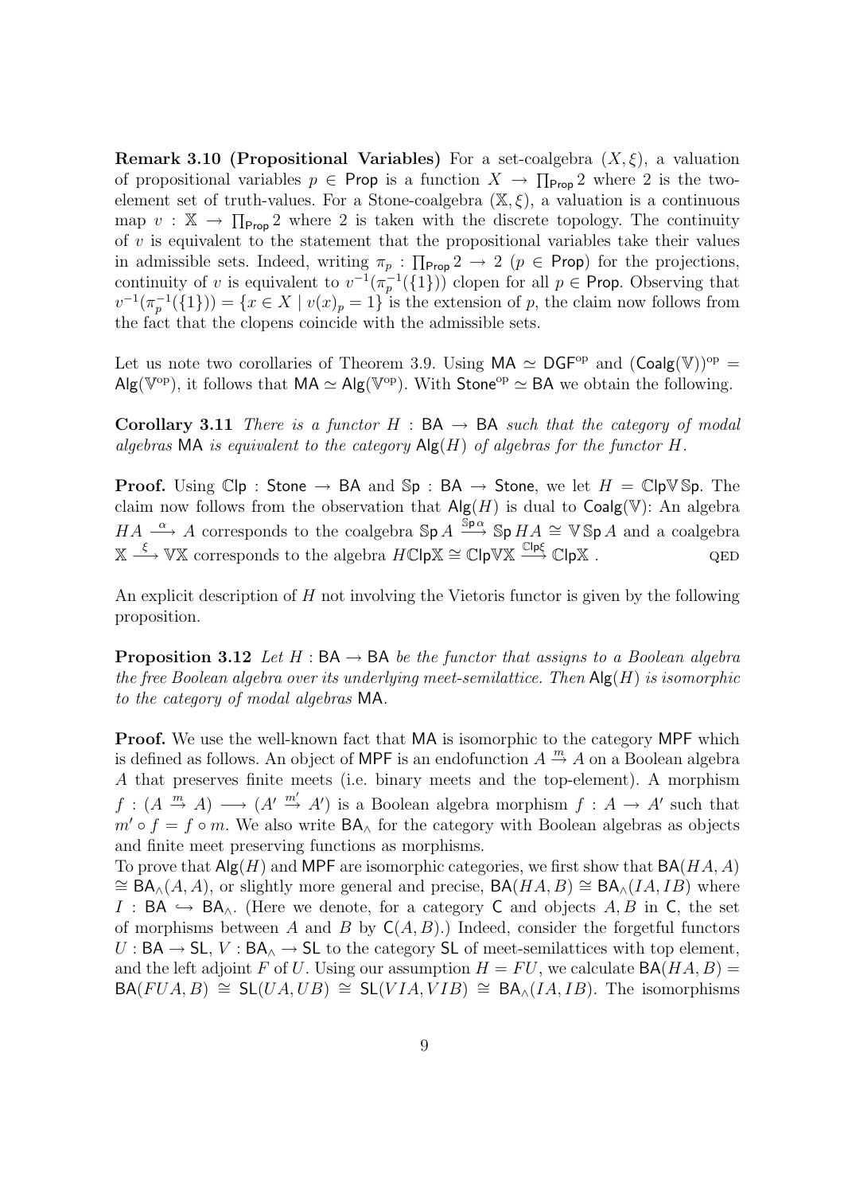**Remark 3.10 (Propositional Variables)** For a set-coalgebra $(X, \xi)$, a valuation of propositional variables $p \in \mathsf{Prop}$ is a function $X \to \prod_{\mathsf{Prop}} 2$ where 2 is the two-element set of truth-values. For a Stone-coalgebra $(\mathbb{X}, \xi)$, a valuation is a continuous map $v : \mathbb{X} \to \prod_{\mathsf{Prop}} 2$ where 2 is taken with the discrete topology. The continuity of $v$ is equivalent to the statement that the propositional variables take their values in admissible sets. Indeed, writing $\pi_p : \prod_{\mathsf{Prop}} 2 \to 2$ ($p \in \mathsf{Prop}$) for the projections, continuity of $v$ is equivalent to $v^{-1}(\pi_p^{-1}(\{1\}))$ clopen for all $p \in \mathsf{Prop}$. Observing that $v^{-1}(\pi_p^{-1}(\{1\})) = \{x \in X \mid v(x)_p = 1\}$ is the extension of $p$, the claim now follows from the fact that the clopens coincide with the admissible sets.

Let us note two corollaries of Theorem 3.9. Using $\mathsf{MA} \simeq \mathsf{DGF}^{\mathrm{op}}$ and $(\mathsf{Coalg}(\mathbb{V}))^{\mathrm{op}} = \mathsf{Alg}(\mathbb{V}^{\mathrm{op}})$, it follows that $\mathsf{MA} \simeq \mathsf{Alg}(\mathbb{V}^{\mathrm{op}})$. With $\mathsf{Stone}^{\mathrm{op}} \simeq \mathsf{BA}$ we obtain the following.

**Corollary 3.11** *There is a functor $H : \mathsf{BA} \to \mathsf{BA}$ such that the category of modal algebras $\mathsf{MA}$ is equivalent to the category $\mathsf{Alg}(H)$ of algebras for the functor $H$.*

**Proof.** Using $\mathbb{C}\mathsf{lp} : \mathsf{Stone} \to \mathsf{BA}$ and $\mathbb{S}\mathsf{p} : \mathsf{BA} \to \mathsf{Stone}$, we let $H = \mathbb{C}\mathsf{lp}\mathbb{V}\mathbb{S}\mathsf{p}$. The claim now follows from the observation that $\mathsf{Alg}(H)$ is dual to $\mathsf{Coalg}(\mathbb{V})$: An algebra $HA \xrightarrow{\alpha} A$ corresponds to the coalgebra $\mathbb{S}\mathsf{p}\, A \xrightarrow{\mathbb{S}\mathsf{p}\,\alpha} \mathbb{S}\mathsf{p}\, HA \cong \mathbb{V}\mathbb{S}\mathsf{p}\, A$ and a coalgebra $\mathbb{X} \xrightarrow{\xi} \mathbb{V}\mathbb{X}$ corresponds to the algebra $H\mathbb{C}\mathsf{lp}\mathbb{X} \cong \mathbb{C}\mathsf{lp}\mathbb{V}\mathbb{X} \xrightarrow{\mathbb{C}\mathsf{lp}\xi} \mathbb{C}\mathsf{lp}\mathbb{X}$ . QED

An explicit description of $H$ not involving the Vietoris functor is given by the following proposition.

**Proposition 3.12** *Let $H : \mathsf{BA} \to \mathsf{BA}$ be the functor that assigns to a Boolean algebra the free Boolean algebra over its underlying meet-semilattice. Then $\mathsf{Alg}(H)$ is isomorphic to the category of modal algebras $\mathsf{MA}$.*

**Proof.** We use the well-known fact that $\mathsf{MA}$ is isomorphic to the category $\mathsf{MPF}$ which is defined as follows. An object of $\mathsf{MPF}$ is an endofunction $A \xrightarrow{m} A$ on a Boolean algebra $A$ that preserves finite meets (i.e. binary meets and the top-element). A morphism $f : (A \xrightarrow{m} A) \longrightarrow (A' \xrightarrow{m'} A')$ is a Boolean algebra morphism $f : A \to A'$ such that $m' \circ f = f \circ m$. We also write $\mathsf{BA}_\wedge$ for the category with Boolean algebras as objects and finite meet preserving functions as morphisms.
To prove that $\mathsf{Alg}(H)$ and $\mathsf{MPF}$ are isomorphic categories, we first show that $\mathsf{BA}(HA, A) \cong \mathsf{BA}_\wedge(A, A)$, or slightly more general and precise, $\mathsf{BA}(HA, B) \cong \mathsf{BA}_\wedge(IA, IB)$ where $I : \mathsf{BA} \hookrightarrow \mathsf{BA}_\wedge$. (Here we denote, for a category $\mathsf{C}$ and objects $A, B$ in $\mathsf{C}$, the set of morphisms between $A$ and $B$ by $\mathsf{C}(A, B)$.) Indeed, consider the forgetful functors $U : \mathsf{BA} \to \mathsf{SL}$, $V : \mathsf{BA}_\wedge \to \mathsf{SL}$ to the category $\mathsf{SL}$ of meet-semilattices with top element, and the left adjoint $F$ of $U$. Using our assumption $H = FU$, we calculate $\mathsf{BA}(HA, B) = \mathsf{BA}(FUA, B) \cong \mathsf{SL}(UA, UB) \cong \mathsf{SL}(VIA, VIB) \cong \mathsf{BA}_\wedge(IA, IB)$. The isomorphisms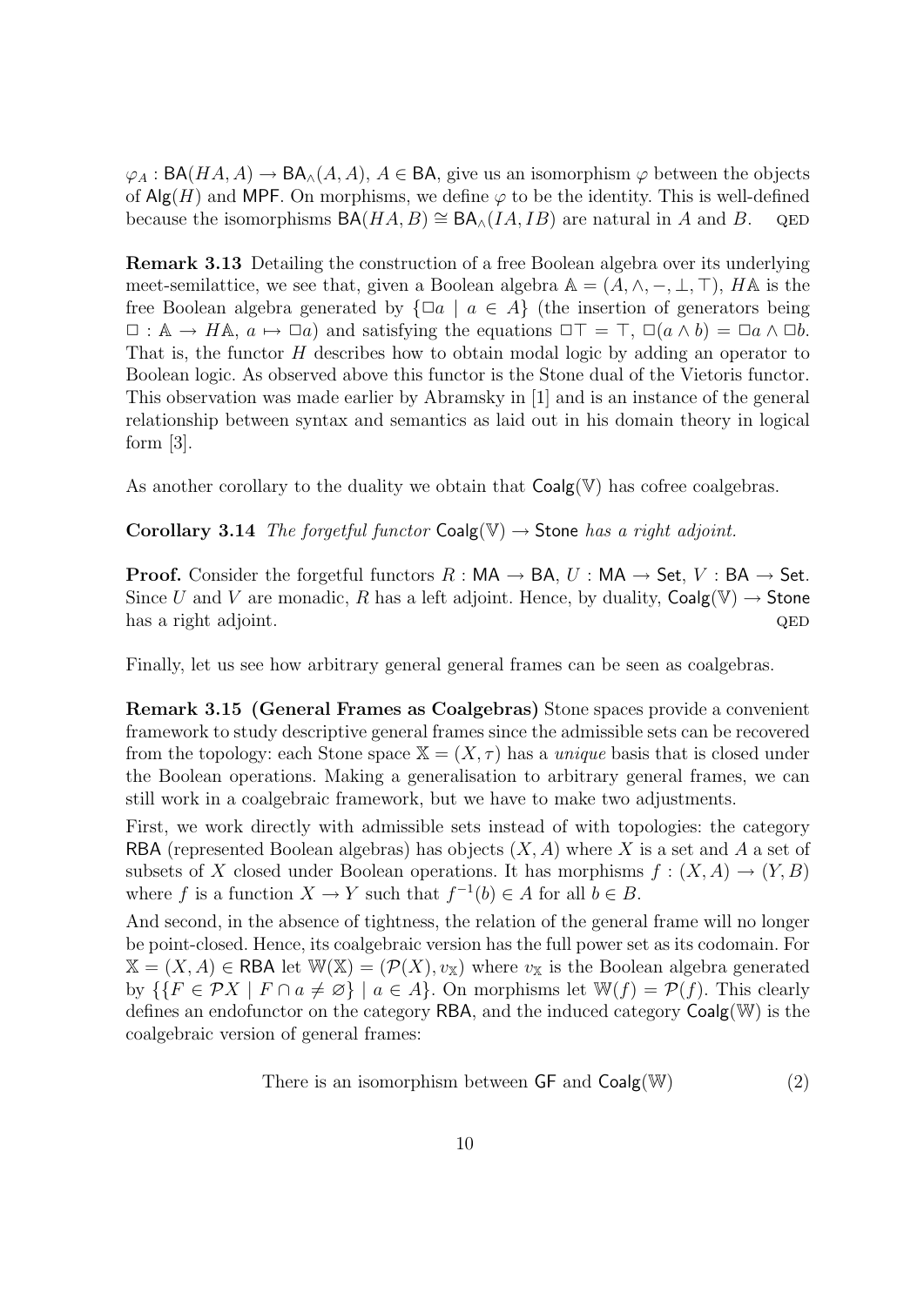$\varphi_A : \mathsf{BA}(HA, A) \to \mathsf{BA}_\wedge(A, A)$, $A \in \mathsf{BA}$, give us an isomorphism $\varphi$ between the objects of $\mathsf{Alg}(H)$ and $\mathsf{MPF}$. On morphisms, we define $\varphi$ to be the identity. This is well-defined because the isomorphisms $\mathsf{BA}(HA, B) \cong \mathsf{BA}_\wedge(IA, IB)$ are natural in $A$ and $B$. QED

**Remark 3.13** Detailing the construction of a free Boolean algebra over its underlying meet-semilattice, we see that, given a Boolean algebra $\mathbb{A} = (A, \wedge, -, \bot, \top)$, $H\mathbb{A}$ is the free Boolean algebra generated by $\{\Box a \mid a \in A\}$ (the insertion of generators being $\Box : \mathbb{A} \to H\mathbb{A}$, $a \mapsto \Box a$) and satisfying the equations $\Box\top = \top$, $\Box(a \wedge b) = \Box a \wedge \Box b$. That is, the functor $H$ describes how to obtain modal logic by adding an operator to Boolean logic. As observed above this functor is the Stone dual of the Vietoris functor. This observation was made earlier by Abramsky in [1] and is an instance of the general relationship between syntax and semantics as laid out in his domain theory in logical form [3].

As another corollary to the duality we obtain that $\mathsf{Coalg}(\mathbb{V})$ has cofree coalgebras.

**Corollary 3.14** *The forgetful functor* $\mathsf{Coalg}(\mathbb{V}) \to \mathsf{Stone}$ *has a right adjoint.*

**Proof.** Consider the forgetful functors $R : \mathsf{MA} \to \mathsf{BA}$, $U : \mathsf{MA} \to \mathsf{Set}$, $V : \mathsf{BA} \to \mathsf{Set}$. Since $U$ and $V$ are monadic, $R$ has a left adjoint. Hence, by duality, $\mathsf{Coalg}(\mathbb{V}) \to \mathsf{Stone}$ has a right adjoint. QED

Finally, let us see how arbitrary general general frames can be seen as coalgebras.

**Remark 3.15 (General Frames as Coalgebras)** Stone spaces provide a convenient framework to study descriptive general frames since the admissible sets can be recovered from the topology: each Stone space $\mathbb{X} = (X, \tau)$ has a *unique* basis that is closed under the Boolean operations. Making a generalisation to arbitrary general frames, we can still work in a coalgebraic framework, but we have to make two adjustments.

First, we work directly with admissible sets instead of with topologies: the category $\mathsf{RBA}$ (represented Boolean algebras) has objects $(X, A)$ where $X$ is a set and $A$ a set of subsets of $X$ closed under Boolean operations. It has morphisms $f : (X, A) \to (Y, B)$ where $f$ is a function $X \to Y$ such that $f^{-1}(b) \in A$ for all $b \in B$.

And second, in the absence of tightness, the relation of the general frame will no longer be point-closed. Hence, its coalgebraic version has the full power set as its codomain. For $\mathbb{X} = (X, A) \in \mathsf{RBA}$ let $\mathbb{W}(\mathbb{X}) = (\mathcal{P}(X), v_\mathbb{X})$ where $v_\mathbb{X}$ is the Boolean algebra generated by $\{\{F \in \mathcal{P}X \mid F \cap a \neq \varnothing\} \mid a \in A\}$. On morphisms let $\mathbb{W}(f) = \mathcal{P}(f)$. This clearly defines an endofunctor on the category $\mathsf{RBA}$, and the induced category $\mathsf{Coalg}(\mathbb{W})$ is the coalgebraic version of general frames:

$$\text{There is an isomorphism between } \mathsf{GF} \text{ and } \mathsf{Coalg}(\mathbb{W}) \tag{2}$$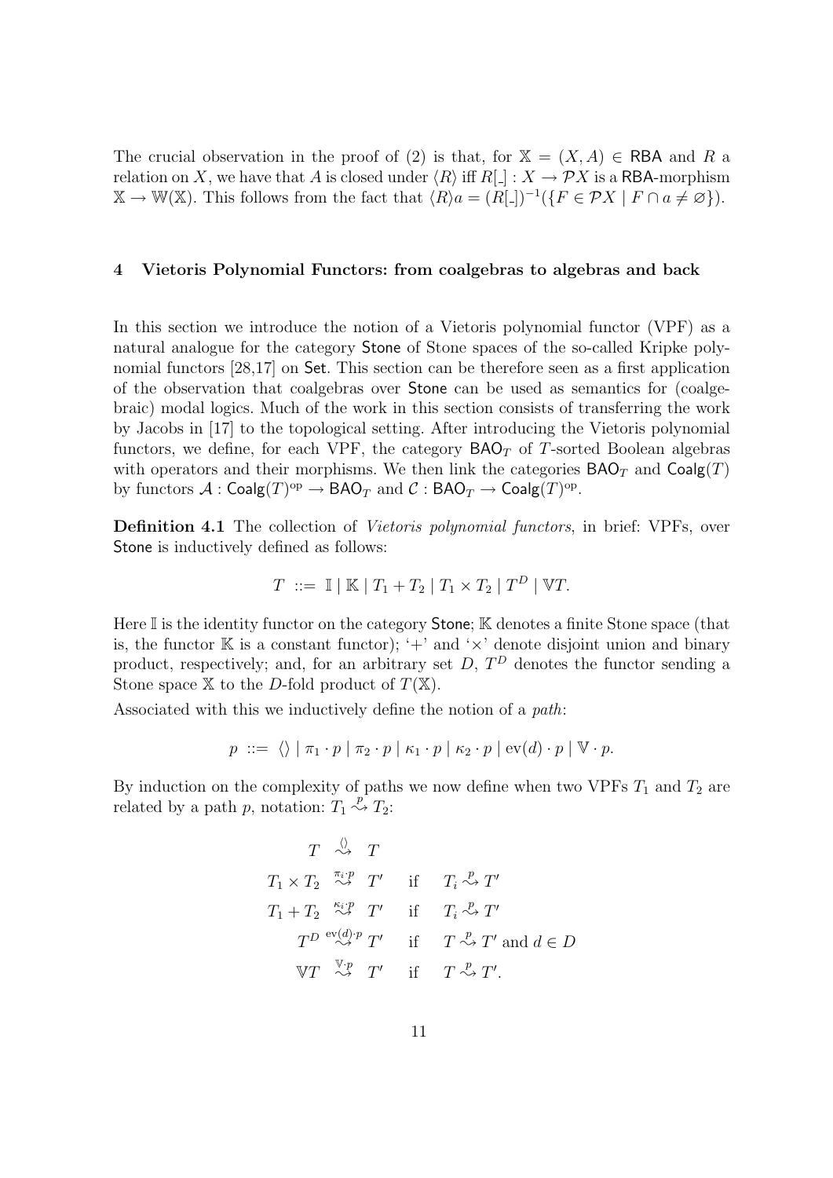The crucial observation in the proof of (2) is that, for $\mathbb{X} = (X, A) \in \mathsf{RBA}$ and $R$ a relation on $X$, we have that $A$ is closed under $\langle R \rangle$ iff $R[\_] : X \to \mathcal{P}X$ is a $\mathsf{RBA}$-morphism $\mathbb{X} \to \mathbb{W}(\mathbb{X})$. This follows from the fact that $\langle R \rangle a = (R[\_])^{-1}(\{F \in \mathcal{P}X \mid F \cap a \neq \varnothing\})$.

## 4 Vietoris Polynomial Functors: from coalgebras to algebras and back

In this section we introduce the notion of a Vietoris polynomial functor (VPF) as a natural analogue for the category $\mathsf{Stone}$ of Stone spaces of the so-called Kripke polynomial functors [28,17] on $\mathsf{Set}$. This section can be therefore seen as a first application of the observation that coalgebras over $\mathsf{Stone}$ can be used as semantics for (coalgebraic) modal logics. Much of the work in this section consists of transferring the work by Jacobs in [17] to the topological setting. After introducing the Vietoris polynomial functors, we define, for each VPF, the category $\mathsf{BAO}_T$ of $T$-sorted Boolean algebras with operators and their morphisms. We then link the categories $\mathsf{BAO}_T$ and $\mathsf{Coalg}(T)$ by functors $\mathcal{A} : \mathsf{Coalg}(T)^{\mathrm{op}} \to \mathsf{BAO}_T$ and $\mathcal{C} : \mathsf{BAO}_T \to \mathsf{Coalg}(T)^{\mathrm{op}}$.

**Definition 4.1** The collection of *Vietoris polynomial functors*, in brief: VPFs, over $\mathsf{Stone}$ is inductively defined as follows:

$$T \ ::= \ \mathbb{I} \mid \mathbb{K} \mid T_1 + T_2 \mid T_1 \times T_2 \mid T^D \mid \mathbb{V}T.$$

Here $\mathbb{I}$ is the identity functor on the category $\mathsf{Stone}$; $\mathbb{K}$ denotes a finite Stone space (that is, the functor $\mathbb{K}$ is a constant functor); '$+$' and '$\times$' denote disjoint union and binary product, respectively; and, for an arbitrary set $D$, $T^D$ denotes the functor sending a Stone space $\mathbb{X}$ to the $D$-fold product of $T(\mathbb{X})$.

Associated with this we inductively define the notion of a *path*:

$$p \ ::= \ \langle\rangle \mid \pi_1 \cdot p \mid \pi_2 \cdot p \mid \kappa_1 \cdot p \mid \kappa_2 \cdot p \mid \mathrm{ev}(d) \cdot p \mid \mathbb{V} \cdot p.$$

By induction on the complexity of paths we now define when two VPFs $T_1$ and $T_2$ are related by a path $p$, notation: $T_1 \overset{p}{\rightsquigarrow} T_2$:

$$\begin{array}{rcll}
T & \overset{\langle\rangle}{\rightsquigarrow} & T & \\
T_1 \times T_2 & \overset{\pi_i \cdot p}{\rightsquigarrow} & T' & \text{if} \quad T_i \overset{p}{\rightsquigarrow} T' \\
T_1 + T_2 & \overset{\kappa_i \cdot p}{\rightsquigarrow} & T' & \text{if} \quad T_i \overset{p}{\rightsquigarrow} T' \\
T^D & \overset{\mathrm{ev}(d) \cdot p}{\rightsquigarrow} & T' & \text{if} \quad T \overset{p}{\rightsquigarrow} T' \text{ and } d \in D \\
\mathbb{V}T & \overset{\mathbb{V} \cdot p}{\rightsquigarrow} & T' & \text{if} \quad T \overset{p}{\rightsquigarrow} T'.
\end{array}$$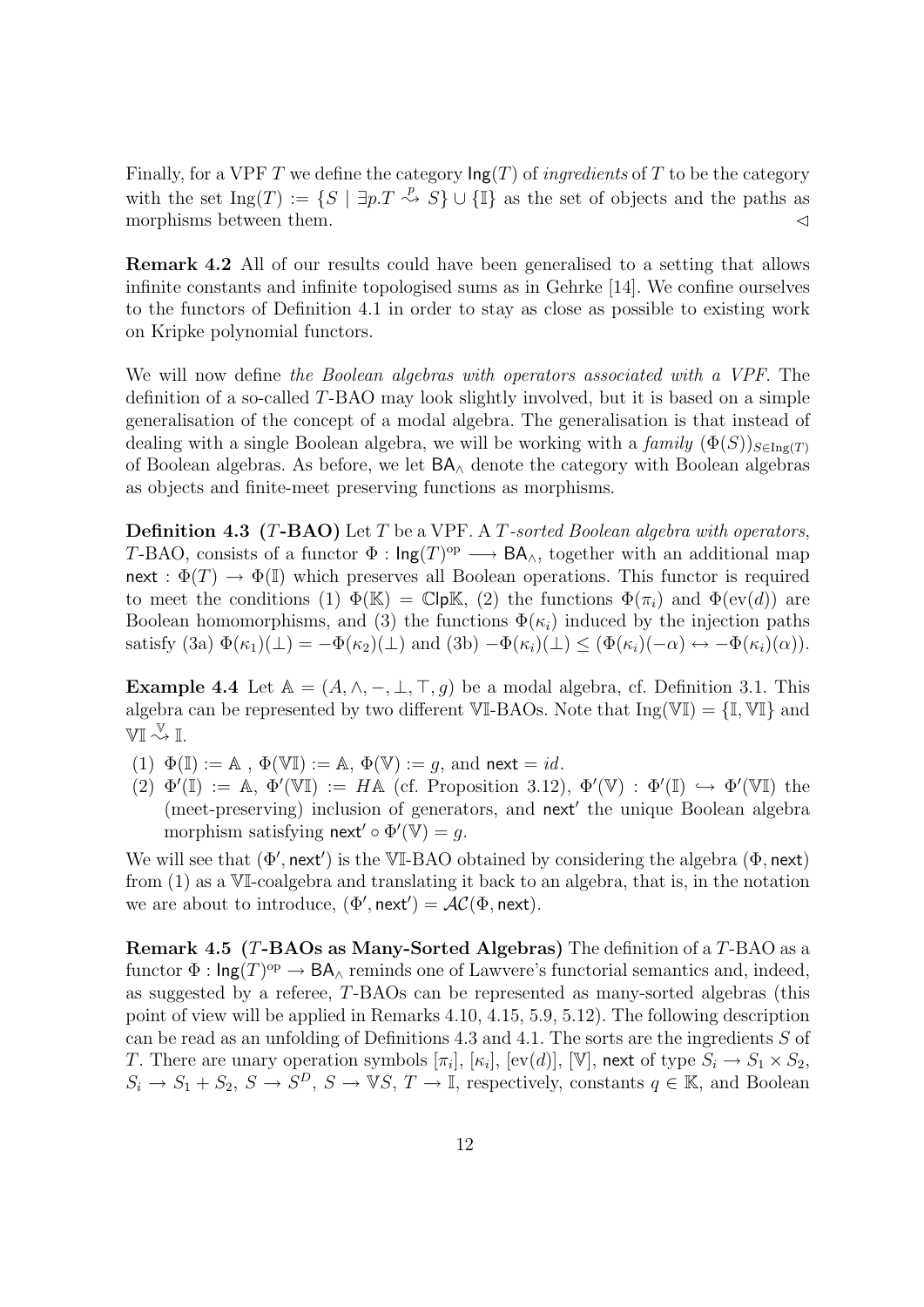Finally, for a VPF $T$ we define the category $\mathsf{Ing}(T)$ of *ingredients* of $T$ to be the category with the set $\mathrm{Ing}(T) := \{S \mid \exists p. T \overset{p}{\rightsquigarrow} S\} \cup \{\mathbb{I}\}$ as the set of objects and the paths as morphisms between them. $\lhd$

**Remark 4.2** All of our results could have been generalised to a setting that allows infinite constants and infinite topologised sums as in Gehrke [14]. We confine ourselves to the functors of Definition 4.1 in order to stay as close as possible to existing work on Kripke polynomial functors.

We will now define *the Boolean algebras with operators associated with a VPF*. The definition of a so-called $T$-BAO may look slightly involved, but it is based on a simple generalisation of the concept of a modal algebra. The generalisation is that instead of dealing with a single Boolean algebra, we will be working with a *family* $(\Phi(S))_{S \in \mathrm{Ing}(T)}$ of Boolean algebras. As before, we let $\mathsf{BA}_\wedge$ denote the category with Boolean algebras as objects and finite-meet preserving functions as morphisms.

**Definition 4.3 ($T$-BAO)** Let $T$ be a VPF. A *$T$-sorted Boolean algebra with operators*, $T$-BAO, consists of a functor $\Phi : \mathsf{Ing}(T)^{\mathrm{op}} \longrightarrow \mathsf{BA}_\wedge$, together with an additional map $\mathsf{next} : \Phi(T) \to \Phi(\mathbb{I})$ which preserves all Boolean operations. This functor is required to meet the conditions (1) $\Phi(\mathbb{K}) = \mathbb{C}\mathsf{lp}\mathbb{K}$, (2) the functions $\Phi(\pi_i)$ and $\Phi(\mathrm{ev}(d))$ are Boolean homomorphisms, and (3) the functions $\Phi(\kappa_i)$ induced by the injection paths satisfy (3a) $\Phi(\kappa_1)(\bot) = -\Phi(\kappa_2)(\bot)$ and (3b) $-\Phi(\kappa_i)(\bot) \leq (\Phi(\kappa_i)(-\alpha) \leftrightarrow -\Phi(\kappa_i)(\alpha))$.

**Example 4.4** Let $\mathbb{A} = (A, \wedge, -, \bot, \top, g)$ be a modal algebra, cf. Definition 3.1. This algebra can be represented by two different $\mathbb{V}\mathbb{I}$-BAOs. Note that $\mathrm{Ing}(\mathbb{V}\mathbb{I}) = \{\mathbb{I}, \mathbb{V}\mathbb{I}\}$ and $\mathbb{V}\mathbb{I} \overset{\mathbb{V}}{\rightsquigarrow} \mathbb{I}$.

(1) $\Phi(\mathbb{I}) := \mathbb{A}$ , $\Phi(\mathbb{V}\mathbb{I}) := \mathbb{A}$, $\Phi(\mathbb{V}) := g$, and $\mathsf{next} = id$.
(2) $\Phi'(\mathbb{I}) := \mathbb{A}$, $\Phi'(\mathbb{V}\mathbb{I}) := H\mathbb{A}$ (cf. Proposition 3.12), $\Phi'(\mathbb{V}) : \Phi'(\mathbb{I}) \hookrightarrow \Phi'(\mathbb{V}\mathbb{I})$ the (meet-preserving) inclusion of generators, and $\mathsf{next}'$ the unique Boolean algebra morphism satisfying $\mathsf{next}' \circ \Phi'(\mathbb{V}) = g$.

We will see that $(\Phi', \mathsf{next}')$ is the $\mathbb{V}\mathbb{I}$-BAO obtained by considering the algebra $(\Phi, \mathsf{next})$ from (1) as a $\mathbb{V}\mathbb{I}$-coalgebra and translating it back to an algebra, that is, in the notation we are about to introduce, $(\Phi', \mathsf{next}') = \mathcal{AC}(\Phi, \mathsf{next})$.

**Remark 4.5 ($T$-BAOs as Many-Sorted Algebras)** The definition of a $T$-BAO as a functor $\Phi : \mathsf{Ing}(T)^{\mathrm{op}} \to \mathsf{BA}_\wedge$ reminds one of Lawvere's functorial semantics and, indeed, as suggested by a referee, $T$-BAOs can be represented as many-sorted algebras (this point of view will be applied in Remarks 4.10, 4.15, 5.9, 5.12). The following description can be read as an unfolding of Definitions 4.3 and 4.1. The sorts are the ingredients $S$ of $T$. There are unary operation symbols $[\pi_i]$, $[\kappa_i]$, $[\mathrm{ev}(d)]$, $[\mathbb{V}]$, $\mathsf{next}$ of type $S_i \to S_1 \times S_2$, $S_i \to S_1 + S_2$, $S \to S^D$, $S \to \mathbb{V}S$, $T \to \mathbb{I}$, respectively, constants $q \in \mathbb{K}$, and Boolean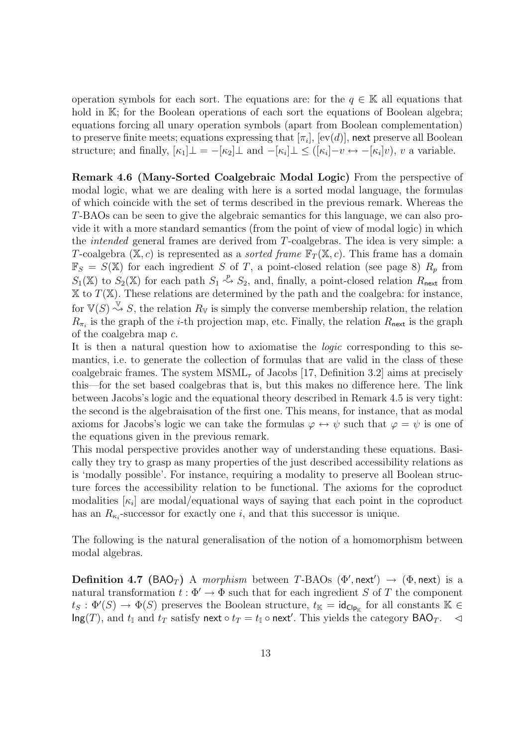operation symbols for each sort. The equations are: for the $q \in \mathbb{K}$ all equations that hold in $\mathbb{K}$; for the Boolean operations of each sort the equations of Boolean algebra; equations forcing all unary operation symbols (apart from Boolean complementation) to preserve finite meets; equations expressing that $[\pi_i]$, $[\text{ev}(d)]$, $\mathsf{next}$ preserve all Boolean structure; and finally, $[\kappa_1]\bot = -[\kappa_2]\bot$ and $-[\kappa_i]\bot \leq ([\kappa_i]{-v} \leftrightarrow -[\kappa_i]v)$, $v$ a variable.

**Remark 4.6 (Many-Sorted Coalgebraic Modal Logic)** From the perspective of modal logic, what we are dealing with here is a sorted modal language, the formulas of which coincide with the set of terms described in the previous remark. Whereas the $T$-BAOs can be seen to give the algebraic semantics for this language, we can also provide it with a more standard semantics (from the point of view of modal logic) in which the *intended* general frames are derived from $T$-coalgebras. The idea is very simple: a $T$-coalgebra $(\mathbb{X}, c)$ is represented as a *sorted frame* $\mathbb{F}_T(\mathbb{X}, c)$. This frame has a domain $\mathbb{F}_S = S(\mathbb{X})$ for each ingredient $S$ of $T$, a point-closed relation (see page 8) $R_p$ from $S_1(\mathbb{X})$ to $S_2(\mathbb{X})$ for each path $S_1 \stackrel{p}{\rightsquigarrow} S_2$, and, finally, a point-closed relation $R_{\mathsf{next}}$ from $\mathbb{X}$ to $T(\mathbb{X})$. These relations are determined by the path and the coalgebra: for instance, for $\mathbb{V}(S) \stackrel{\mathbb{V}}{\rightsquigarrow} S$, the relation $R_{\mathbb{V}}$ is simply the converse membership relation, the relation $R_{\pi_i}$ is the graph of the $i$-th projection map, etc. Finally, the relation $R_{\mathsf{next}}$ is the graph of the coalgebra map $c$.

It is then a natural question how to axiomatise the *logic* corresponding to this semantics, i.e. to generate the collection of formulas that are valid in the class of these coalgebraic frames. The system $\mathrm{MSML}_\tau$ of Jacobs [17, Definition 3.2] aims at precisely this—for the set based coalgebras that is, but this makes no difference here. The link between Jacobs's logic and the equational theory described in Remark 4.5 is very tight: the second is the algebraisation of the first one. This means, for instance, that as modal axioms for Jacobs's logic we can take the formulas $\varphi \leftrightarrow \psi$ such that $\varphi = \psi$ is one of the equations given in the previous remark.

This modal perspective provides another way of understanding these equations. Basically they try to grasp as many properties of the just described accessibility relations as is 'modally possible'. For instance, requiring a modality to preserve all Boolean structure forces the accessibility relation to be functional. The axioms for the coproduct modalities $[\kappa_i]$ are modal/equational ways of saying that each point in the coproduct has an $R_{\kappa_i}$-successor for exactly one $i$, and that this successor is unique.

The following is the natural generalisation of the notion of a homomorphism between modal algebras.

**Definition 4.7 ($\mathsf{BAO}_T$)** A *morphism* between $T$-BAOs $(\Phi', \mathsf{next}') \to (\Phi, \mathsf{next})$ is a natural transformation $t : \Phi' \to \Phi$ such that for each ingredient $S$ of $T$ the component $t_S : \Phi'(S) \to \Phi(S)$ preserves the Boolean structure, $t_{\mathbb{K}} = \mathsf{id}_{\mathsf{Clp}_{\mathbb{K}}}$ for all constants $\mathbb{K} \in \mathsf{Ing}(T)$, and $t_{\mathbb{I}}$ and $t_T$ satisfy $\mathsf{next} \circ t_T = t_{\mathbb{I}} \circ \mathsf{next}'$. This yields the category $\mathsf{BAO}_T$. $\lhd$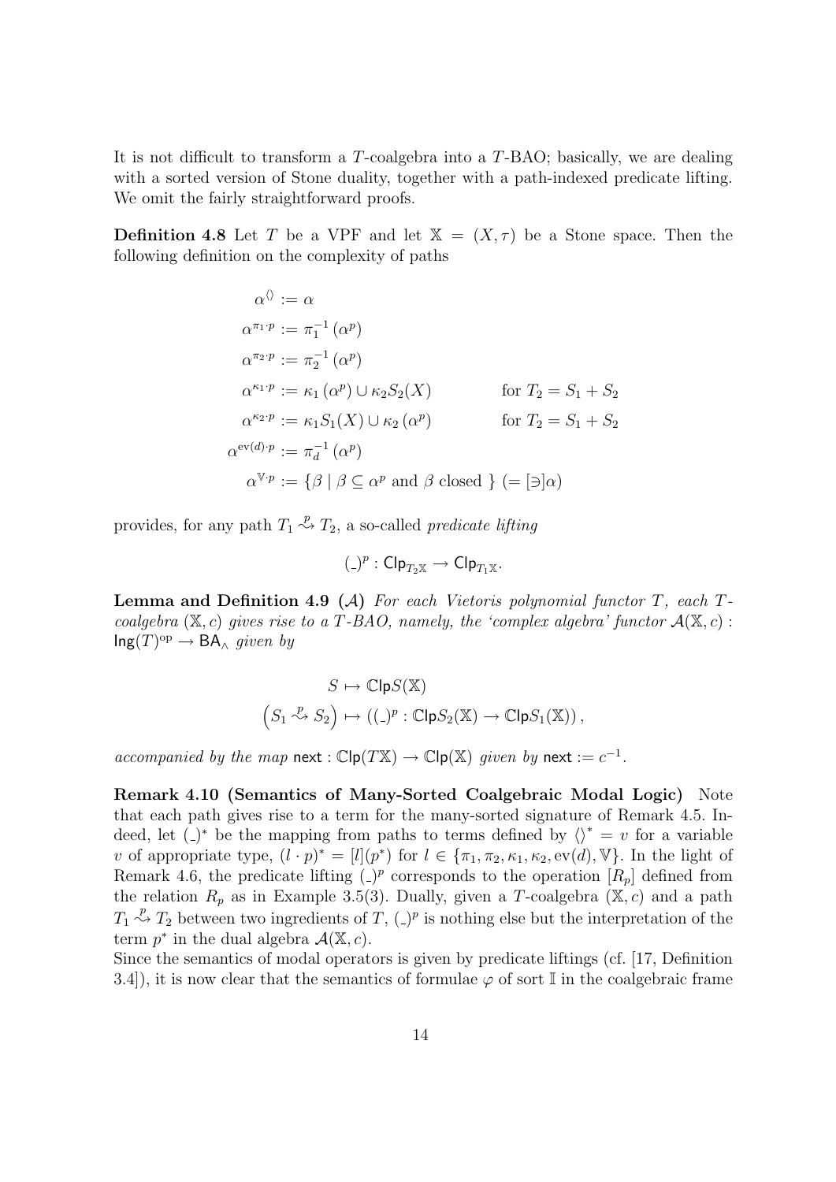It is not difficult to transform a $T$-coalgebra into a $T$-BAO; basically, we are dealing with a sorted version of Stone duality, together with a path-indexed predicate lifting. We omit the fairly straightforward proofs.

**Definition 4.8** Let $T$ be a VPF and let $\mathbb{X} = (X, \tau)$ be a Stone space. Then the following definition on the complexity of paths

$$
\begin{aligned}
\alpha^{\langle\rangle} &:= \alpha \\
\alpha^{\pi_1 \cdot p} &:= \pi_1^{-1}(\alpha^p) \\
\alpha^{\pi_2 \cdot p} &:= \pi_2^{-1}(\alpha^p) \\
\alpha^{\kappa_1 \cdot p} &:= \kappa_1(\alpha^p) \cup \kappa_2 S_2(X) && \text{for } T_2 = S_1 + S_2 \\
\alpha^{\kappa_2 \cdot p} &:= \kappa_1 S_1(X) \cup \kappa_2(\alpha^p) && \text{for } T_2 = S_1 + S_2 \\
\alpha^{\mathrm{ev}(d) \cdot p} &:= \pi_d^{-1}(\alpha^p) \\
\alpha^{\mathbb{V} \cdot p} &:= \{\beta \mid \beta \subseteq \alpha^p \text{ and } \beta \text{ closed }\} \ (= [\ni]\alpha)
\end{aligned}
$$

provides, for any path $T_1 \overset{p}{\rightsquigarrow} T_2$, a so-called *predicate lifting*

$$
(\_)^p : \mathsf{Clp}_{T_2 \mathbb{X}} \to \mathsf{Clp}_{T_1 \mathbb{X}}.
$$

**Lemma and Definition 4.9 ($\mathcal{A}$)** *For each Vietoris polynomial functor $T$, each $T$-coalgebra $(\mathbb{X}, c)$ gives rise to a $T$-BAO, namely, the 'complex algebra' functor $\mathcal{A}(\mathbb{X}, c) : \mathsf{Ing}(T)^{\mathrm{op}} \to \mathsf{BA}_\wedge$ given by*

$$
\begin{aligned}
S &\mapsto \mathbb{C}\mathsf{lp} S(\mathbb{X}) \\
\left(S_1 \overset{p}{\rightsquigarrow} S_2\right) &\mapsto \left((\_)^p : \mathbb{C}\mathsf{lp} S_2(\mathbb{X}) \to \mathbb{C}\mathsf{lp} S_1(\mathbb{X})\right),
\end{aligned}
$$

*accompanied by the map $\mathsf{next} : \mathbb{C}\mathsf{lp}(T\mathbb{X}) \to \mathbb{C}\mathsf{lp}(\mathbb{X})$ given by $\mathsf{next} := c^{-1}$.*

**Remark 4.10 (Semantics of Many-Sorted Coalgebraic Modal Logic)** Note that each path gives rise to a term for the many-sorted signature of Remark 4.5. Indeed, let $(\_)^*$ be the mapping from paths to terms defined by $\langle\rangle^* = v$ for a variable $v$ of appropriate type, $(l \cdot p)^* = [l](p^*)$ for $l \in \{\pi_1, \pi_2, \kappa_1, \kappa_2, \mathrm{ev}(d), \mathbb{V}\}$. In the light of Remark 4.6, the predicate lifting $(\_)^p$ corresponds to the operation $[R_p]$ defined from the relation $R_p$ as in Example 3.5(3). Dually, given a $T$-coalgebra $(\mathbb{X}, c)$ and a path $T_1 \overset{p}{\rightsquigarrow} T_2$ between two ingredients of $T$, $(\_)^p$ is nothing else but the interpretation of the term $p^*$ in the dual algebra $\mathcal{A}(\mathbb{X}, c)$.

Since the semantics of modal operators is given by predicate liftings (cf. [17, Definition 3.4]), it is now clear that the semantics of formulae $\varphi$ of sort $\mathbb{I}$ in the coalgebraic frame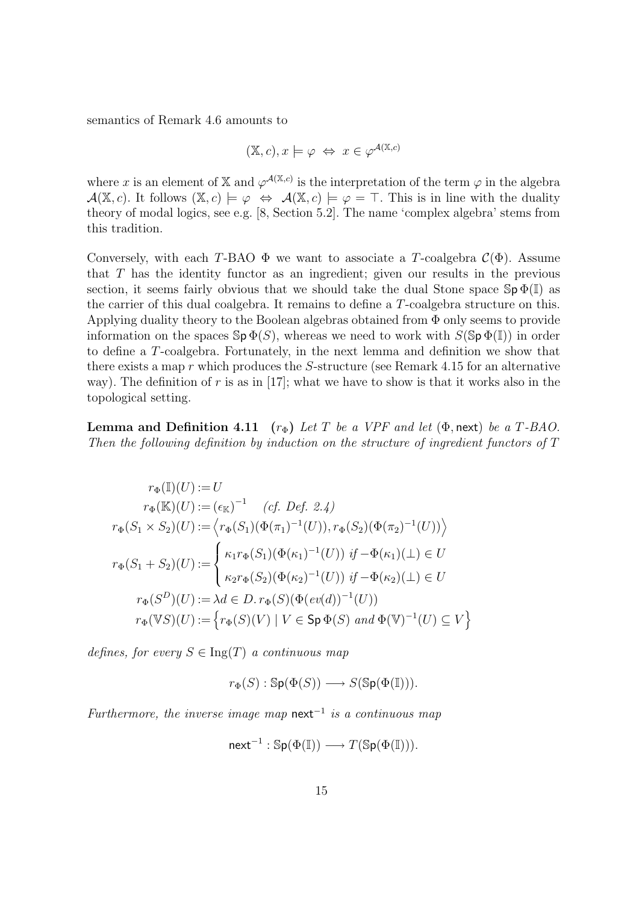semantics of Remark 4.6 amounts to

$$(\mathbb{X}, c), x \models \varphi \;\Leftrightarrow\; x \in \varphi^{\mathcal{A}(\mathbb{X},c)}$$

where $x$ is an element of $\mathbb{X}$ and $\varphi^{\mathcal{A}(\mathbb{X},c)}$ is the interpretation of the term $\varphi$ in the algebra $\mathcal{A}(\mathbb{X}, c)$. It follows $(\mathbb{X}, c) \models \varphi \;\Leftrightarrow\; \mathcal{A}(\mathbb{X}, c) \models \varphi = \top$. This is in line with the duality theory of modal logics, see e.g. [8, Section 5.2]. The name 'complex algebra' stems from this tradition.

Conversely, with each $T$-BAO $\Phi$ we want to associate a $T$-coalgebra $\mathcal{C}(\Phi)$. Assume that $T$ has the identity functor as an ingredient; given our results in the previous section, it seems fairly obvious that we should take the dual Stone space $\mathbb{S}\mathsf{p}\,\Phi(\mathbb{I})$ as the carrier of this dual coalgebra. It remains to define a $T$-coalgebra structure on this. Applying duality theory to the Boolean algebras obtained from $\Phi$ only seems to provide information on the spaces $\mathbb{S}\mathsf{p}\,\Phi(S)$, whereas we need to work with $S(\mathbb{S}\mathsf{p}\,\Phi(\mathbb{I}))$ in order to define a $T$-coalgebra. Fortunately, in the next lemma and definition we show that there exists a map $r$ which produces the $S$-structure (see Remark 4.15 for an alternative way). The definition of $r$ is as in [17]; what we have to show is that it works also in the topological setting.

**Lemma and Definition 4.11** **($r_\Phi$)** *Let $T$ be a VPF and let $(\Phi, \mathsf{next})$ be a $T$-BAO. Then the following definition by induction on the structure of ingredient functors of $T$*

$$\begin{aligned}
r_\Phi(\mathbb{I})(U) &:= U \\
r_\Phi(\mathbb{K})(U) &:= (\epsilon_{\mathbb{K}})^{-1} \quad \textit{(cf. Def. 2.4)} \\
r_\Phi(S_1 \times S_2)(U) &:= \left\langle r_\Phi(S_1)(\Phi(\pi_1)^{-1}(U)), r_\Phi(S_2)(\Phi(\pi_2)^{-1}(U)) \right\rangle \\
r_\Phi(S_1 + S_2)(U) &:= \begin{cases} \kappa_1 r_\Phi(S_1)(\Phi(\kappa_1)^{-1}(U)) \;\textit{if}\; -\Phi(\kappa_1)(\bot) \in U \\ \kappa_2 r_\Phi(S_2)(\Phi(\kappa_2)^{-1}(U)) \;\textit{if}\; -\Phi(\kappa_2)(\bot) \in U \end{cases} \\
r_\Phi(S^D)(U) &:= \lambda d \in D.\, r_\Phi(S)(\Phi(ev(d))^{-1}(U)) \\
r_\Phi(\mathbb{V}S)(U) &:= \left\{ r_\Phi(S)(V) \mid V \in \mathsf{Sp}\,\Phi(S) \;\textit{and}\; \Phi(\mathbb{V})^{-1}(U) \subseteq V \right\}
\end{aligned}$$

*defines, for every $S \in \mathrm{Ing}(T)$ a continuous map*

$$r_\Phi(S) : \mathbb{S}\mathsf{p}(\Phi(S)) \longrightarrow S(\mathbb{S}\mathsf{p}(\Phi(\mathbb{I}))).$$

*Furthermore, the inverse image map $\mathsf{next}^{-1}$ is a continuous map*

$$\mathsf{next}^{-1} : \mathbb{S}\mathsf{p}(\Phi(\mathbb{I})) \longrightarrow T(\mathbb{S}\mathsf{p}(\Phi(\mathbb{I}))).$$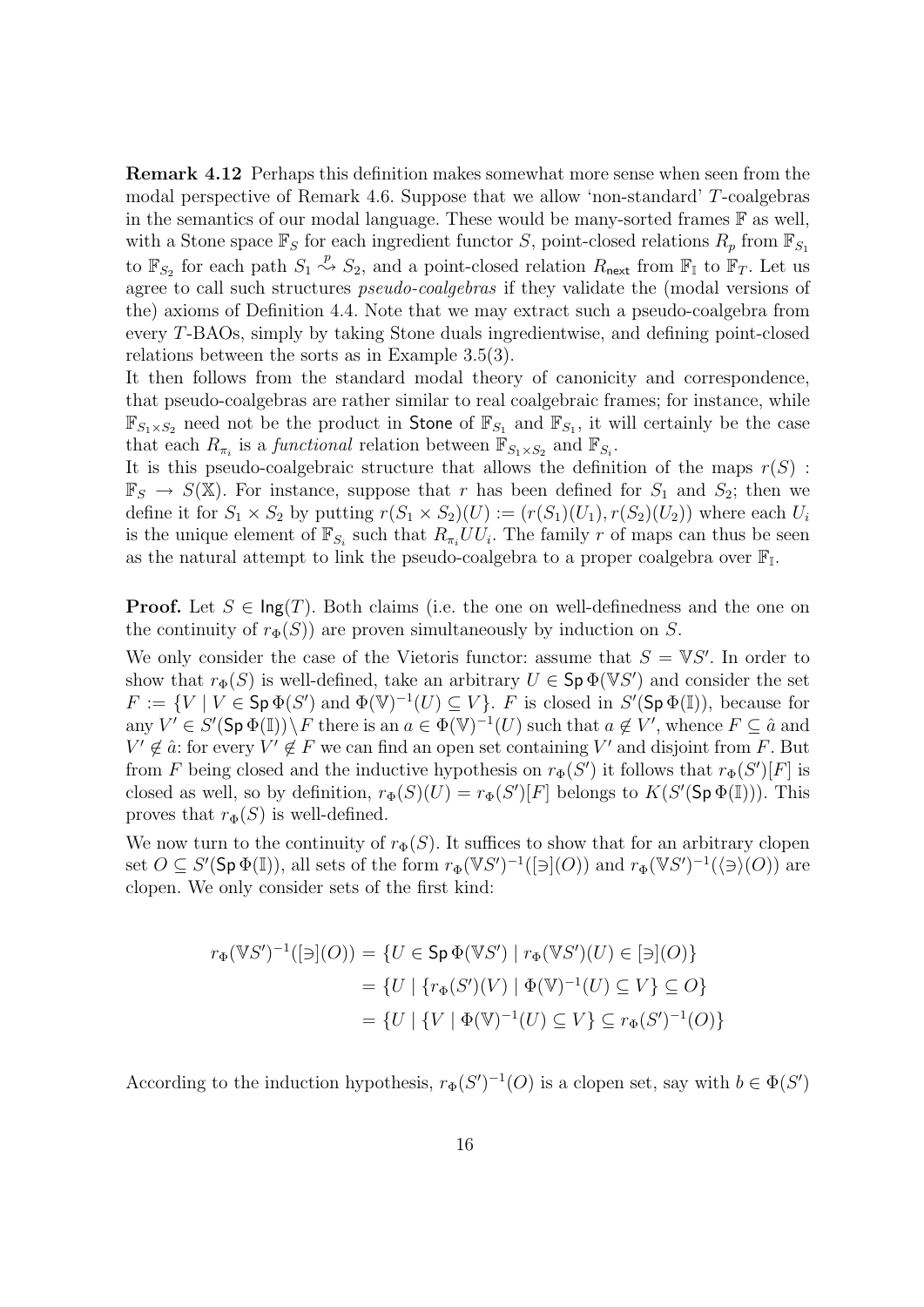**Remark 4.12** Perhaps this definition makes somewhat more sense when seen from the modal perspective of Remark 4.6. Suppose that we allow 'non-standard' $T$-coalgebras in the semantics of our modal language. These would be many-sorted frames $\mathbb{F}$ as well, with a Stone space $\mathbb{F}_S$ for each ingredient functor $S$, point-closed relations $R_p$ from $\mathbb{F}_{S_1}$ to $\mathbb{F}_{S_2}$ for each path $S_1 \overset{p}{\rightsquigarrow} S_2$, and a point-closed relation $R_{\mathsf{next}}$ from $\mathbb{F}_{\mathbb{I}}$ to $\mathbb{F}_T$. Let us agree to call such structures *pseudo-coalgebras* if they validate the (modal versions of the) axioms of Definition 4.4. Note that we may extract such a pseudo-coalgebra from every $T$-BAOs, simply by taking Stone duals ingredientwise, and defining point-closed relations between the sorts as in Example 3.5(3).

It then follows from the standard modal theory of canonicity and correspondence, that pseudo-coalgebras are rather similar to real coalgebraic frames; for instance, while $\mathbb{F}_{S_1 \times S_2}$ need not be the product in $\mathsf{Stone}$ of $\mathbb{F}_{S_1}$ and $\mathbb{F}_{S_1}$, it will certainly be the case that each $R_{\pi_i}$ is a *functional* relation between $\mathbb{F}_{S_1 \times S_2}$ and $\mathbb{F}_{S_i}$.

It is this pseudo-coalgebraic structure that allows the definition of the maps $r(S) : \mathbb{F}_S \to S(\mathbb{X})$. For instance, suppose that $r$ has been defined for $S_1$ and $S_2$; then we define it for $S_1 \times S_2$ by putting $r(S_1 \times S_2)(U) := (r(S_1)(U_1), r(S_2)(U_2))$ where each $U_i$ is the unique element of $\mathbb{F}_{S_i}$ such that $R_{\pi_i} U U_i$. The family $r$ of maps can thus be seen as the natural attempt to link the pseudo-coalgebra to a proper coalgebra over $\mathbb{F}_{\mathbb{I}}$.

**Proof.** Let $S \in \mathsf{Ing}(T)$. Both claims (i.e. the one on well-definedness and the one on the continuity of $r_\Phi(S)$) are proven simultaneously by induction on $S$.

We only consider the case of the Vietoris functor: assume that $S = \mathbb{V}S'$. In order to show that $r_\Phi(S)$ is well-defined, take an arbitrary $U \in \mathsf{Sp}\,\Phi(\mathbb{V}S')$ and consider the set $F := \{V \mid V \in \mathsf{Sp}\,\Phi(S') \text{ and } \Phi(\mathbb{V})^{-1}(U) \subseteq V\}$. $F$ is closed in $S'(\mathsf{Sp}\,\Phi(\mathbb{I}))$, because for any $V' \in S'(\mathsf{Sp}\,\Phi(\mathbb{I})) \setminus F$ there is an $a \in \Phi(\mathbb{V})^{-1}(U)$ such that $a \notin V'$, whence $F \subseteq \hat{a}$ and $V' \notin \hat{a}$: for every $V' \notin F$ we can find an open set containing $V'$ and disjoint from $F$. But from $F$ being closed and the inductive hypothesis on $r_\Phi(S')$ it follows that $r_\Phi(S')[F]$ is closed as well, so by definition, $r_\Phi(S)(U) = r_\Phi(S')[F]$ belongs to $K(S'(\mathsf{Sp}\,\Phi(\mathbb{I})))$. This proves that $r_\Phi(S)$ is well-defined.

We now turn to the continuity of $r_\Phi(S)$. It suffices to show that for an arbitrary clopen set $O \subseteq S'(\mathsf{Sp}\,\Phi(\mathbb{I}))$, all sets of the form $r_\Phi(\mathbb{V}S')^{-1}([\ni](O))$ and $r_\Phi(\mathbb{V}S')^{-1}(\langle\ni\rangle(O))$ are clopen. We only consider sets of the first kind:

$$
\begin{aligned}
r_\Phi(\mathbb{V}S')^{-1}([\ni](O)) &= \{U \in \mathsf{Sp}\,\Phi(\mathbb{V}S') \mid r_\Phi(\mathbb{V}S')(U) \in [\ni](O)\} \\
&= \{U \mid \{r_\Phi(S')(V) \mid \Phi(\mathbb{V})^{-1}(U) \subseteq V\} \subseteq O\} \\
&= \{U \mid \{V \mid \Phi(\mathbb{V})^{-1}(U) \subseteq V\} \subseteq r_\Phi(S')^{-1}(O)\}
\end{aligned}
$$

According to the induction hypothesis, $r_\Phi(S')^{-1}(O)$ is a clopen set, say with $b \in \Phi(S')$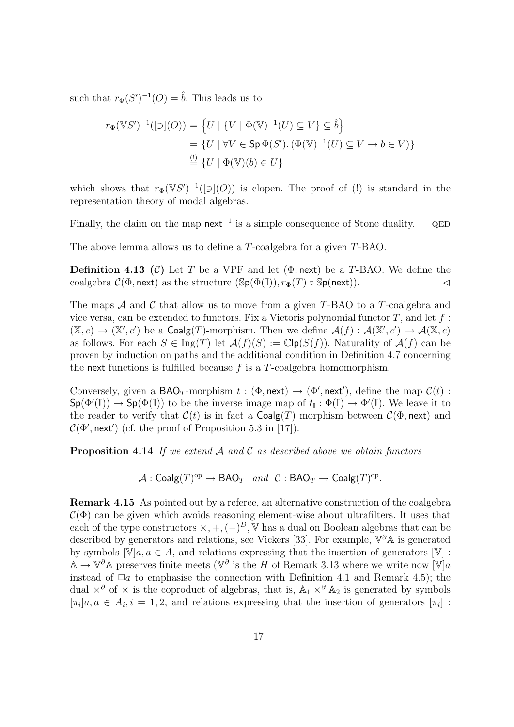such that $r_\Phi(S')^{-1}(O) = \hat{b}$. This leads us to

$$
\begin{aligned}
r_\Phi(\mathbb{V}S')^{-1}([\ni](O)) &= \left\{U \mid \{V \mid \Phi(\mathbb{V})^{-1}(U) \subseteq V\} \subseteq \hat{b}\right\} \\
&= \{U \mid \forall V \in \mathsf{Sp}\,\Phi(S').\, (\Phi(\mathbb{V})^{-1}(U) \subseteq V \to b \in V)\} \\
&\overset{(!)}{=} \{U \mid \Phi(\mathbb{V})(b) \in U\}
\end{aligned}
$$

which shows that $r_\Phi(\mathbb{V}S')^{-1}([\ni](O))$ is clopen. The proof of (!) is standard in the representation theory of modal algebras.

Finally, the claim on the map $\mathsf{next}^{-1}$ is a simple consequence of Stone duality. QED

The above lemma allows us to define a $T$-coalgebra for a given $T$-BAO.

**Definition 4.13 ($\mathcal{C}$)** Let $T$ be a VPF and let $(\Phi, \mathsf{next})$ be a $T$-BAO. We define the coalgebra $\mathcal{C}(\Phi, \mathsf{next})$ as the structure $(\mathbb{S}\mathsf{p}(\Phi(\mathbb{I})), r_\Phi(T) \circ \mathbb{S}\mathsf{p}(\mathsf{next}))$. ◁

The maps $\mathcal{A}$ and $\mathcal{C}$ that allow us to move from a given $T$-BAO to a $T$-coalgebra and vice versa, can be extended to functors. Fix a Vietoris polynomial functor $T$, and let $f : (\mathbb{X}, c) \to (\mathbb{X}', c')$ be a $\mathsf{Coalg}(T)$-morphism. Then we define $\mathcal{A}(f) : \mathcal{A}(\mathbb{X}', c') \to \mathcal{A}(\mathbb{X}, c)$ as follows. For each $S \in \mathrm{Ing}(T)$ let $\mathcal{A}(f)(S) := \mathbb{C}\mathsf{lp}(S(f))$. Naturality of $\mathcal{A}(f)$ can be proven by induction on paths and the additional condition in Definition 4.7 concerning the $\mathsf{next}$ functions is fulfilled because $f$ is a $T$-coalgebra homomorphism.

Conversely, given a $\mathsf{BAO}_T$-morphism $t : (\Phi, \mathsf{next}) \to (\Phi', \mathsf{next}')$, define the map $\mathcal{C}(t) : \mathsf{Sp}(\Phi'(\mathbb{I})) \to \mathsf{Sp}(\Phi(\mathbb{I}))$ to be the inverse image map of $t_{\mathbb{I}} : \Phi(\mathbb{I}) \to \Phi'(\mathbb{I})$. We leave it to the reader to verify that $\mathcal{C}(t)$ is in fact a $\mathsf{Coalg}(T)$ morphism between $\mathcal{C}(\Phi, \mathsf{next})$ and $\mathcal{C}(\Phi', \mathsf{next}')$ (cf. the proof of Proposition 5.3 in [17]).

**Proposition 4.14** *If we extend $\mathcal{A}$ and $\mathcal{C}$ as described above we obtain functors*

$$\mathcal{A} : \mathsf{Coalg}(T)^{\mathrm{op}} \to \mathsf{BAO}_T \quad \text{and} \quad \mathcal{C} : \mathsf{BAO}_T \to \mathsf{Coalg}(T)^{\mathrm{op}}.$$

**Remark 4.15** As pointed out by a referee, an alternative construction of the coalgebra $\mathcal{C}(\Phi)$ can be given which avoids reasoning element-wise about ultrafilters. It uses that each of the type constructors $\times, +, (-)^D, \mathbb{V}$ has a dual on Boolean algebras that can be described by generators and relations, see Vickers [33]. For example, $\mathbb{V}^\partial\mathbb{A}$ is generated by symbols $[\mathbb{V}]a, a \in A$, and relations expressing that the insertion of generators $[\mathbb{V}] : \mathbb{A} \to \mathbb{V}^\partial\mathbb{A}$ preserves finite meets ($\mathbb{V}^\partial$ is the $H$ of Remark 3.13 where we write now $[\mathbb{V}]a$ instead of $\Box a$ to emphasise the connection with Definition 4.1 and Remark 4.5); the dual $\times^\partial$ of $\times$ is the coproduct of algebras, that is, $\mathbb{A}_1 \times^\partial \mathbb{A}_2$ is generated by symbols $[\pi_i]a, a \in A_i, i = 1, 2$, and relations expressing that the insertion of generators $[\pi_i]$ :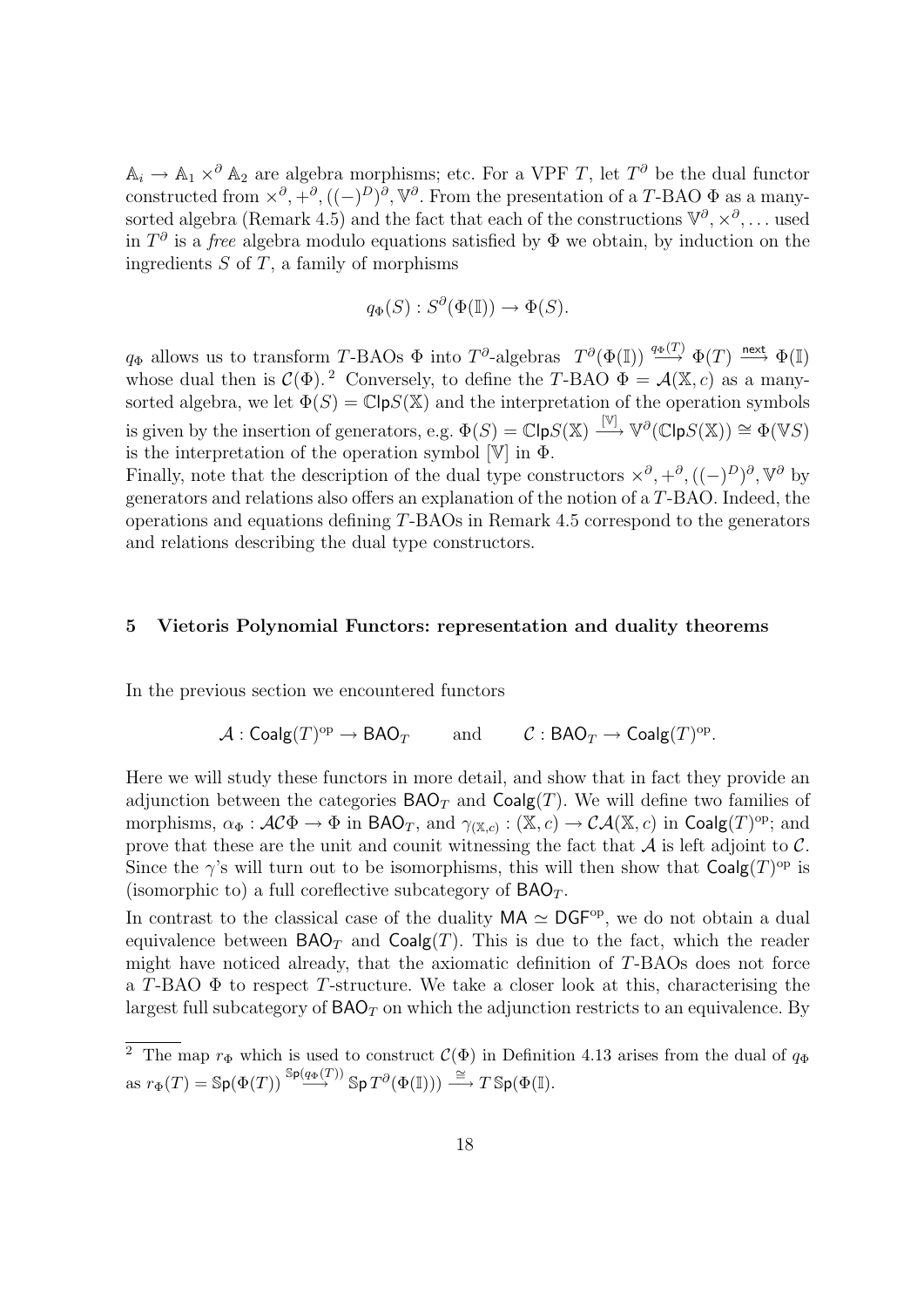$\mathbb{A}_i \to \mathbb{A}_1 \times^\partial \mathbb{A}_2$ are algebra morphisms; etc. For a VPF $T$, let $T^\partial$ be the dual functor constructed from $\times^\partial, +^\partial, ((-)^D)^\partial, \mathbb{V}^\partial$. From the presentation of a $T$-BAO $\Phi$ as a many-sorted algebra (Remark 4.5) and the fact that each of the constructions $\mathbb{V}^\partial, \times^\partial, \ldots$ used in $T^\partial$ is a *free* algebra modulo equations satisfied by $\Phi$ we obtain, by induction on the ingredients $S$ of $T$, a family of morphisms

$$q_\Phi(S) : S^\partial(\Phi(\mathbb{I})) \to \Phi(S).$$

$q_\Phi$ allows us to transform $T$-BAOs $\Phi$ into $T^\partial$-algebras $T^\partial(\Phi(\mathbb{I})) \xrightarrow{q_\Phi(T)} \Phi(T) \xrightarrow{\mathsf{next}} \Phi(\mathbb{I})$ whose dual then is $\mathcal{C}(\Phi)$.[2] Conversely, to define the $T$-BAO $\Phi = \mathcal{A}(\mathbb{X}, c)$ as a many-sorted algebra, we let $\Phi(S) = \mathbb{C}\mathsf{lp}S(\mathbb{X})$ and the interpretation of the operation symbols is given by the insertion of generators, e.g. $\Phi(S) = \mathbb{C}\mathsf{lp}S(\mathbb{X}) \xrightarrow{[\mathbb{V}]} \mathbb{V}^\partial(\mathbb{C}\mathsf{lp}S(\mathbb{X})) \cong \Phi(\mathbb{V}S)$ is the interpretation of the operation symbol $[\mathbb{V}]$ in $\Phi$.

Finally, note that the description of the dual type constructors $\times^\partial, +^\partial, ((-)^D)^\partial, \mathbb{V}^\partial$ by generators and relations also offers an explanation of the notion of a $T$-BAO. Indeed, the operations and equations defining $T$-BAOs in Remark 4.5 correspond to the generators and relations describing the dual type constructors.

## 5 Vietoris Polynomial Functors: representation and duality theorems

In the previous section we encountered functors

$$\mathcal{A} : \mathsf{Coalg}(T)^{\mathrm{op}} \to \mathsf{BAO}_T \qquad \text{and} \qquad \mathcal{C} : \mathsf{BAO}_T \to \mathsf{Coalg}(T)^{\mathrm{op}}.$$

Here we will study these functors in more detail, and show that in fact they provide an adjunction between the categories $\mathsf{BAO}_T$ and $\mathsf{Coalg}(T)$. We will define two families of morphisms, $\alpha_\Phi : \mathcal{AC}\Phi \to \Phi$ in $\mathsf{BAO}_T$, and $\gamma_{(\mathbb{X},c)} : (\mathbb{X}, c) \to \mathcal{CA}(\mathbb{X}, c)$ in $\mathsf{Coalg}(T)^{\mathrm{op}}$; and prove that these are the unit and counit witnessing the fact that $\mathcal{A}$ is left adjoint to $\mathcal{C}$. Since the $\gamma$'s will turn out to be isomorphisms, this will then show that $\mathsf{Coalg}(T)^{\mathrm{op}}$ is (isomorphic to) a full coreflective subcategory of $\mathsf{BAO}_T$.

In contrast to the classical case of the duality $\mathsf{MA} \simeq \mathsf{DGF}^{\mathrm{op}}$, we do not obtain a dual equivalence between $\mathsf{BAO}_T$ and $\mathsf{Coalg}(T)$. This is due to the fact, which the reader might have noticed already, that the axiomatic definition of $T$-BAOs does not force a $T$-BAO $\Phi$ to respect $T$-structure. We take a closer look at this, characterising the largest full subcategory of $\mathsf{BAO}_T$ on which the adjunction restricts to an equivalence. By

[2] The map $r_\Phi$ which is used to construct $\mathcal{C}(\Phi)$ in Definition 4.13 arises from the dual of $q_\Phi$ as $r_\Phi(T) = \mathbb{S}\mathsf{p}(\Phi(T)) \xrightarrow{\mathbb{S}\mathsf{p}(q_\Phi(T))} \mathbb{S}\mathsf{p}\, T^\partial(\Phi(\mathbb{I}))) \xrightarrow{\cong} T\,\mathbb{S}\mathsf{p}(\Phi(\mathbb{I}))$.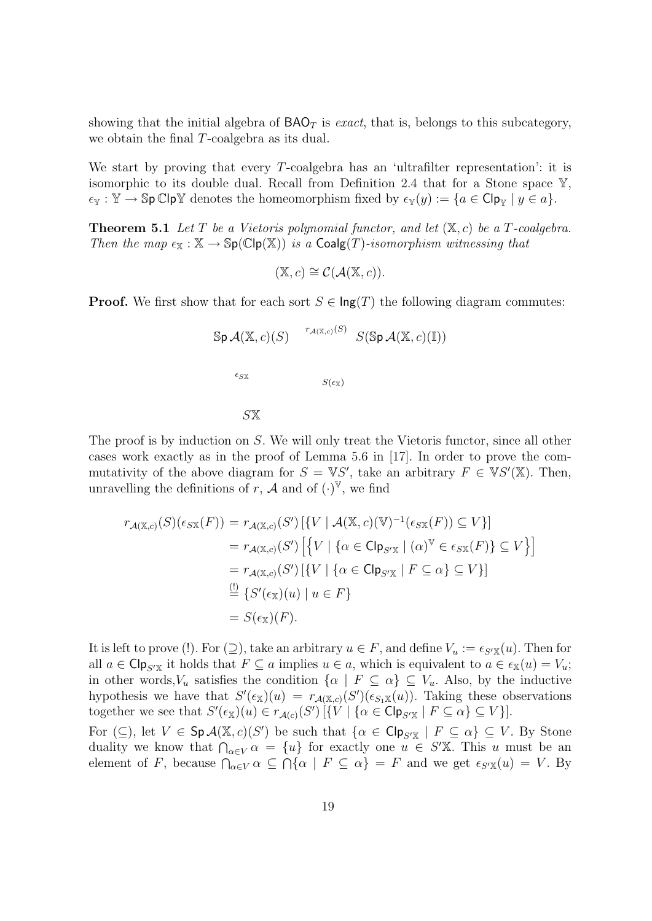showing that the initial algebra of $\mathsf{BAO}_T$ is *exact*, that is, belongs to this subcategory, we obtain the final $T$-coalgebra as its dual.

We start by proving that every $T$-coalgebra has an 'ultrafilter representation': it is isomorphic to its double dual. Recall from Definition 2.4 that for a Stone space $\mathbb{Y}$, $\epsilon_{\mathbb{Y}} : \mathbb{Y} \to \mathbb{S}\mathsf{p}\,\mathbb{C}\mathsf{lp}\mathbb{Y}$ denotes the homeomorphism fixed by $\epsilon_{\mathbb{Y}}(y) := \{a \in \mathsf{Clp}_{\mathbb{Y}} \mid y \in a\}$.

**Theorem 5.1** *Let $T$ be a Vietoris polynomial functor, and let $(\mathbb{X}, c)$ be a $T$-coalgebra. Then the map $\epsilon_{\mathbb{X}} : \mathbb{X} \to \mathbb{S}\mathsf{p}(\mathbb{C}\mathsf{lp}(\mathbb{X}))$ is a $\mathsf{Coalg}(T)$-isomorphism witnessing that*

$$(\mathbb{X}, c) \cong \mathcal{C}(\mathcal{A}(\mathbb{X}, c)).$$

**Proof.** We first show that for each sort $S \in \mathsf{Ing}(T)$ the following diagram commutes:

$$\begin{array}{ccc} \mathbb{S}\mathsf{p}\,\mathcal{A}(\mathbb{X}, c)(S) & \xrightarrow{r_{\mathcal{A}(\mathbb{X},c)}(S)} & S(\mathbb{S}\mathsf{p}\,\mathcal{A}(\mathbb{X}, c)(\mathbb{I})) \\ & {\scriptstyle \epsilon_{S\mathbb{X}}} \nwarrow \quad \nearrow {\scriptstyle S(\epsilon_{\mathbb{X}})} & \\ & S\mathbb{X} & \end{array}$$

The proof is by induction on $S$. We will only treat the Vietoris functor, since all other cases work exactly as in the proof of Lemma 5.6 in [17]. In order to prove the commutativity of the above diagram for $S = \mathbb{V}S'$, take an arbitrary $F \in \mathbb{V}S'(\mathbb{X})$. Then, unravelling the definitions of $r$, $\mathcal{A}$ and of $(\cdot)^{\mathbb{V}}$, we find

$$\begin{aligned} r_{\mathcal{A}(\mathbb{X},c)}(S)(\epsilon_{S\mathbb{X}}(F)) &= r_{\mathcal{A}(\mathbb{X},c)}(S')\left[\{V \mid \mathcal{A}(\mathbb{X}, c)(\mathbb{V})^{-1}(\epsilon_{S\mathbb{X}}(F)) \subseteq V\}\right] \\ &= r_{\mathcal{A}(\mathbb{X},c)}(S')\left[\left\{V \mid \{\alpha \in \mathsf{Clp}_{S'\mathbb{X}} \mid (\alpha)^{\mathbb{V}} \in \epsilon_{S\mathbb{X}}(F)\} \subseteq V\right\}\right] \\ &= r_{\mathcal{A}(\mathbb{X},c)}(S')\left[\{V \mid \{\alpha \in \mathsf{Clp}_{S'\mathbb{X}} \mid F \subseteq \alpha\} \subseteq V\}\right] \\ &\overset{(!)}{=} \{S'(\epsilon_{\mathbb{X}})(u) \mid u \in F\} \\ &= S(\epsilon_{\mathbb{X}})(F). \end{aligned}$$

It is left to prove (!). For ($\supseteq$), take an arbitrary $u \in F$, and define $V_u := \epsilon_{S'\mathbb{X}}(u)$. Then for all $a \in \mathsf{Clp}_{S'\mathbb{X}}$ it holds that $F \subseteq a$ implies $u \in a$, which is equivalent to $a \in \epsilon_{\mathbb{X}}(u) = V_u$; in other words,$V_u$ satisfies the condition $\{\alpha \mid F \subseteq \alpha\} \subseteq V_u$. Also, by the inductive hypothesis we have that $S'(\epsilon_{\mathbb{X}})(u) = r_{\mathcal{A}(\mathbb{X},c)}(S')(\epsilon_{S_1\mathbb{X}}(u))$. Taking these observations together we see that $S'(\epsilon_{\mathbb{X}})(u) \in r_{\mathcal{A}(c)}(S')\left[\{V \mid \{\alpha \in \mathsf{Clp}_{S'\mathbb{X}} \mid F \subseteq \alpha\} \subseteq V\}\right]$.

For ($\subseteq$), let $V \in \mathsf{Sp}\,\mathcal{A}(\mathbb{X}, c)(S')$ be such that $\{\alpha \in \mathsf{Clp}_{S'\mathbb{X}} \mid F \subseteq \alpha\} \subseteq V$. By Stone duality we know that $\bigcap_{\alpha \in V} \alpha = \{u\}$ for exactly one $u \in S'\mathbb{X}$. This $u$ must be an element of $F$, because $\bigcap_{\alpha \in V} \alpha \subseteq \bigcap\{\alpha \mid F \subseteq \alpha\} = F$ and we get $\epsilon_{S'\mathbb{X}}(u) = V$. By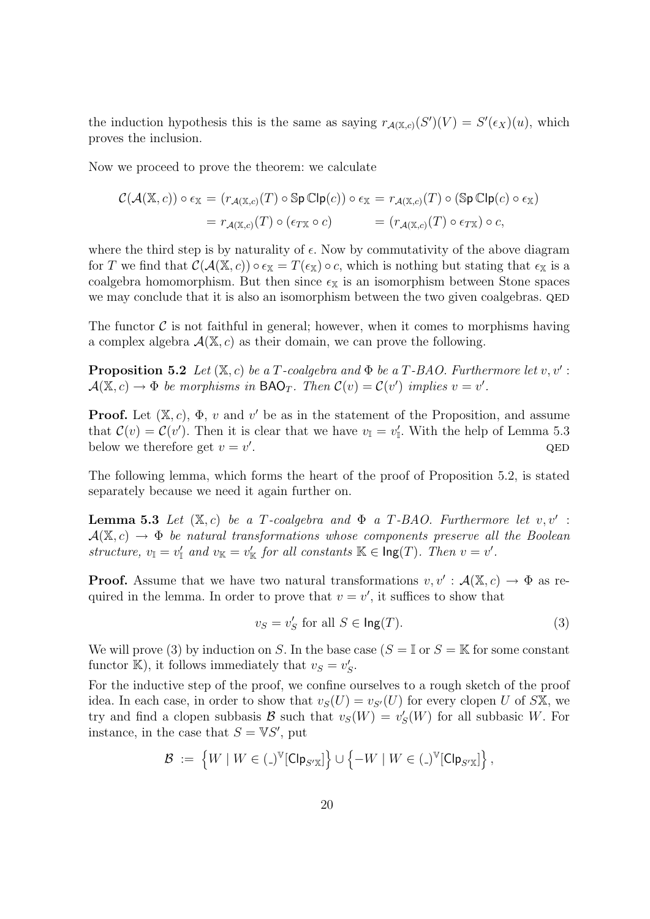the induction hypothesis this is the same as saying $r_{\mathcal{A}(\mathbb{X},c)}(S')(V) = S'(\epsilon_X)(u)$, which proves the inclusion.

Now we proceed to prove the theorem: we calculate

$$\begin{aligned}
\mathcal{C}(\mathcal{A}(\mathbb{X},c)) \circ \epsilon_{\mathbb{X}} &= (r_{\mathcal{A}(\mathbb{X},c)}(T) \circ \mathbb{S}\mathsf{p}\,\mathbb{C}\mathsf{lp}(c)) \circ \epsilon_{\mathbb{X}} = r_{\mathcal{A}(\mathbb{X},c)}(T) \circ (\mathbb{S}\mathsf{p}\,\mathbb{C}\mathsf{lp}(c) \circ \epsilon_{\mathbb{X}}) \\
&= r_{\mathcal{A}(\mathbb{X},c)}(T) \circ (\epsilon_{T\mathbb{X}} \circ c) \qquad\quad = (r_{\mathcal{A}(\mathbb{X},c)}(T) \circ \epsilon_{T\mathbb{X}}) \circ c,
\end{aligned}$$

where the third step is by naturality of $\epsilon$. Now by commutativity of the above diagram for $T$ we find that $\mathcal{C}(\mathcal{A}(\mathbb{X},c)) \circ \epsilon_{\mathbb{X}} = T(\epsilon_{\mathbb{X}}) \circ c$, which is nothing but stating that $\epsilon_{\mathbb{X}}$ is a coalgebra homomorphism. But then since $\epsilon_{\mathbb{X}}$ is an isomorphism between Stone spaces we may conclude that it is also an isomorphism between the two given coalgebras. QED

The functor $\mathcal{C}$ is not faithful in general; however, when it comes to morphisms having a complex algebra $\mathcal{A}(\mathbb{X},c)$ as their domain, we can prove the following.

**Proposition 5.2** *Let $(\mathbb{X},c)$ be a $T$-coalgebra and $\Phi$ be a $T$-BAO. Furthermore let $v, v' : \mathcal{A}(\mathbb{X},c) \to \Phi$ be morphisms in $\mathsf{BAO}_T$. Then $\mathcal{C}(v) = \mathcal{C}(v')$ implies $v = v'$.*

**Proof.** Let $(\mathbb{X},c)$, $\Phi$, $v$ and $v'$ be as in the statement of the Proposition, and assume that $\mathcal{C}(v) = \mathcal{C}(v')$. Then it is clear that we have $v_{\mathbb{I}} = v'_{\mathbb{I}}$. With the help of Lemma 5.3 below we therefore get $v = v'$. QED

The following lemma, which forms the heart of the proof of Proposition 5.2, is stated separately because we need it again further on.

**Lemma 5.3** *Let $(\mathbb{X},c)$ be a $T$-coalgebra and $\Phi$ a $T$-BAO. Furthermore let $v, v' : \mathcal{A}(\mathbb{X},c) \to \Phi$ be natural transformations whose components preserve all the Boolean structure, $v_{\mathbb{I}} = v'_{\mathbb{I}}$ and $v_{\mathbb{K}} = v'_{\mathbb{K}}$ for all constants $\mathbb{K} \in \mathsf{Ing}(T)$. Then $v = v'$.*

**Proof.** Assume that we have two natural transformations $v, v' : \mathcal{A}(\mathbb{X},c) \to \Phi$ as required in the lemma. In order to prove that $v = v'$, it suffices to show that

$$v_S = v'_S \text{ for all } S \in \mathsf{Ing}(T). \tag{3}$$

We will prove (3) by induction on $S$. In the base case ($S = \mathbb{I}$ or $S = \mathbb{K}$ for some constant functor $\mathbb{K}$), it follows immediately that $v_S = v'_S$.

For the inductive step of the proof, we confine ourselves to a rough sketch of the proof idea. In each case, in order to show that $v_S(U) = v_{S'}(U)$ for every clopen $U$ of $S\mathbb{X}$, we try and find a clopen subbasis $\mathcal{B}$ such that $v_S(W) = v'_S(W)$ for all subbasic $W$. For instance, in the case that $S = \mathbb{V}S'$, put

$$\mathcal{B} \;:=\; \left\{ W \mid W \in (\_)^{\mathbb{V}}[\mathsf{Clp}_{S'\mathbb{X}}] \right\} \cup \left\{ -W \mid W \in (\_)^{\mathbb{V}}[\mathsf{Clp}_{S'\mathbb{X}}] \right\},$$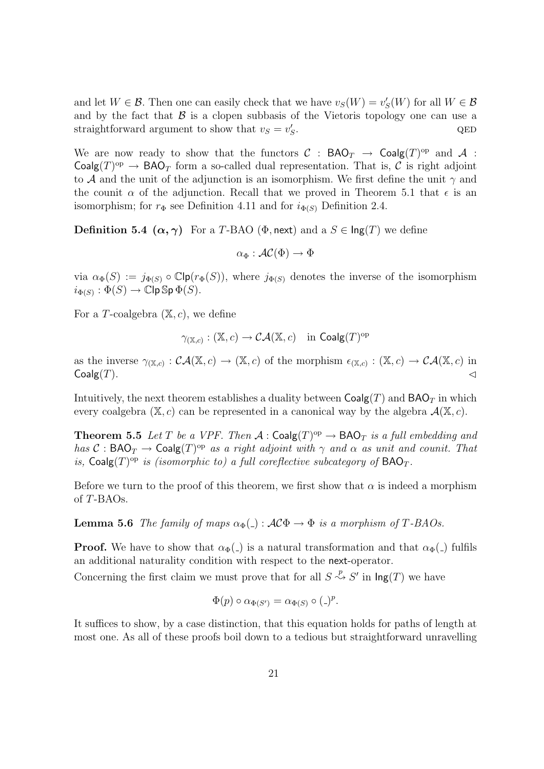and let $W \in \mathcal{B}$. Then one can easily check that we have $v_S(W) = v'_S(W)$ for all $W \in \mathcal{B}$ and by the fact that $\mathcal{B}$ is a clopen subbasis of the Vietoris topology one can use a straightforward argument to show that $v_S = v'_S$. QED

We are now ready to show that the functors $\mathcal{C} : \mathsf{BAO}_T \to \mathsf{Coalg}(T)^{\mathrm{op}}$ and $\mathcal{A} : \mathsf{Coalg}(T)^{\mathrm{op}} \to \mathsf{BAO}_T$ form a so-called dual representation. That is, $\mathcal{C}$ is right adjoint to $\mathcal{A}$ and the unit of the adjunction is an isomorphism. We first define the unit $\gamma$ and the counit $\alpha$ of the adjunction. Recall that we proved in Theorem 5.1 that $\epsilon$ is an isomorphism; for $r_\Phi$ see Definition 4.11 and for $i_{\Phi(S)}$ Definition 2.4.

**Definition 5.4 ($\boldsymbol{\alpha}, \boldsymbol{\gamma}$)** For a $T$-BAO $(\Phi, \mathsf{next})$ and a $S \in \mathsf{Ing}(T)$ we define

$$\alpha_\Phi : \mathcal{AC}(\Phi) \to \Phi$$

via $\alpha_\Phi(S) := j_{\Phi(S)} \circ \mathbb{C}\mathsf{lp}(r_\Phi(S))$, where $j_{\Phi(S)}$ denotes the inverse of the isomorphism $i_{\Phi(S)} : \Phi(S) \to \mathbb{C}\mathsf{lp}\,\mathbb{S}\mathsf{p}\,\Phi(S)$.

For a $T$-coalgebra $(\mathbb{X}, c)$, we define

$$\gamma_{(\mathbb{X},c)} : (\mathbb{X}, c) \to \mathcal{CA}(\mathbb{X}, c) \quad \text{in } \mathsf{Coalg}(T)^{\mathrm{op}}$$

as the inverse $\gamma_{(\mathbb{X},c)} : \mathcal{CA}(\mathbb{X}, c) \to (\mathbb{X}, c)$ of the morphism $\epsilon_{(\mathbb{X},c)} : (\mathbb{X}, c) \to \mathcal{CA}(\mathbb{X}, c)$ in $\mathsf{Coalg}(T)$. $\lhd$

Intuitively, the next theorem establishes a duality between $\mathsf{Coalg}(T)$ and $\mathsf{BAO}_T$ in which every coalgebra $(\mathbb{X}, c)$ can be represented in a canonical way by the algebra $\mathcal{A}(\mathbb{X}, c)$.

**Theorem 5.5** *Let $T$ be a VPF. Then $\mathcal{A} : \mathsf{Coalg}(T)^{\mathrm{op}} \to \mathsf{BAO}_T$ is a full embedding and has $\mathcal{C} : \mathsf{BAO}_T \to \mathsf{Coalg}(T)^{\mathrm{op}}$ as a right adjoint with $\gamma$ and $\alpha$ as unit and counit. That is, $\mathsf{Coalg}(T)^{\mathrm{op}}$ is (isomorphic to) a full coreflective subcategory of $\mathsf{BAO}_T$.*

Before we turn to the proof of this theorem, we first show that $\alpha$ is indeed a morphism of $T$-BAOs.

**Lemma 5.6** *The family of maps $\alpha_\Phi(\_) : \mathcal{AC}\Phi \to \Phi$ is a morphism of $T$-BAOs.*

**Proof.** We have to show that $\alpha_\Phi(\_)$ is a natural transformation and that $\alpha_\Phi(\_)$ fulfils an additional naturality condition with respect to the $\mathsf{next}$-operator.

Concerning the first claim we must prove that for all $S \overset{p}{\rightsquigarrow} S'$ in $\mathsf{Ing}(T)$ we have

$$\Phi(p) \circ \alpha_{\Phi(S')} = \alpha_{\Phi(S)} \circ (\_)^p.$$

It suffices to show, by a case distinction, that this equation holds for paths of length at most one. As all of these proofs boil down to a tedious but straightforward unravelling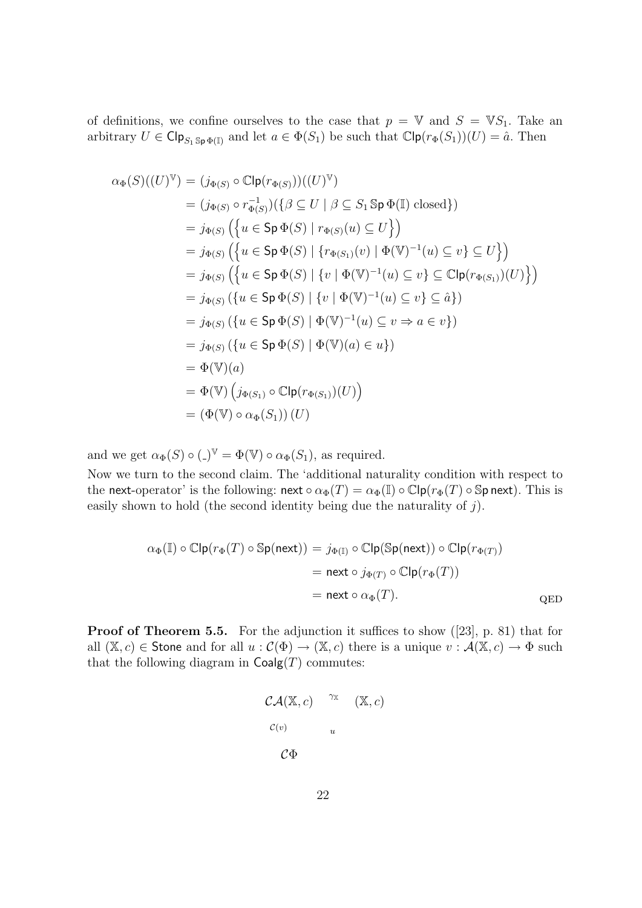of definitions, we confine ourselves to the case that $p = \mathbb{V}$ and $S = \mathbb{V}S_1$. Take an arbitrary $U \in \mathsf{Clp}_{S_1 \, \mathbb{S}\mathsf{p}\, \Phi(\mathbb{I})}$ and let $a \in \Phi(S_1)$ be such that $\mathbb{C}\mathsf{lp}(r_\Phi(S_1))(U) = \hat{a}$. Then

$$
\begin{aligned}
\alpha_\Phi(S)((U)^{\mathbb{V}}) &= (j_{\Phi(S)} \circ \mathbb{C}\mathsf{lp}(r_{\Phi(S)}))((U)^{\mathbb{V}}) \\
&= (j_{\Phi(S)} \circ r_{\Phi(S)}^{-1})(\{\beta \subseteq U \mid \beta \subseteq S_1 \, \mathbb{S}\mathsf{p}\, \Phi(\mathbb{I}) \text{ closed}\}) \\
&= j_{\Phi(S)} \left( \left\{ u \in \mathsf{Sp}\, \Phi(S) \mid r_{\Phi(S)}(u) \subseteq U \right\} \right) \\
&= j_{\Phi(S)} \left( \left\{ u \in \mathsf{Sp}\, \Phi(S) \mid \{ r_{\Phi(S_1)}(v) \mid \Phi(\mathbb{V})^{-1}(u) \subseteq v \} \subseteq U \right\} \right) \\
&= j_{\Phi(S)} \left( \left\{ u \in \mathsf{Sp}\, \Phi(S) \mid \{ v \mid \Phi(\mathbb{V})^{-1}(u) \subseteq v \} \subseteq \mathbb{C}\mathsf{lp}(r_{\Phi(S_1)})(U) \right\} \right) \\
&= j_{\Phi(S)} \left( \{ u \in \mathsf{Sp}\, \Phi(S) \mid \{ v \mid \Phi(\mathbb{V})^{-1}(u) \subseteq v \} \subseteq \hat{a} \} \right) \\
&= j_{\Phi(S)} \left( \{ u \in \mathsf{Sp}\, \Phi(S) \mid \Phi(\mathbb{V})^{-1}(u) \subseteq v \Rightarrow a \in v \} \right) \\
&= j_{\Phi(S)} \left( \{ u \in \mathsf{Sp}\, \Phi(S) \mid \Phi(\mathbb{V})(a) \in u \} \right) \\
&= \Phi(\mathbb{V})(a) \\
&= \Phi(\mathbb{V}) \left( j_{\Phi(S_1)} \circ \mathbb{C}\mathsf{lp}(r_{\Phi(S_1)})(U) \right) \\
&= \left( \Phi(\mathbb{V}) \circ \alpha_\Phi(S_1) \right)(U)
\end{aligned}
$$

and we get $\alpha_\Phi(S) \circ (\_)^{\mathbb{V}} = \Phi(\mathbb{V}) \circ \alpha_\Phi(S_1)$, as required.

Now we turn to the second claim. The 'additional naturality condition with respect to the $\mathsf{next}$-operator' is the following: $\mathsf{next} \circ \alpha_\Phi(T) = \alpha_\Phi(\mathbb{I}) \circ \mathbb{C}\mathsf{lp}(r_\Phi(T) \circ \mathbb{S}\mathsf{p}\, \mathsf{next})$. This is easily shown to hold (the second identity being due the naturality of $j$).

$$
\begin{aligned}
\alpha_\Phi(\mathbb{I}) \circ \mathbb{C}\mathsf{lp}(r_\Phi(T) \circ \mathbb{S}\mathsf{p}(\mathsf{next})) &= j_{\Phi(\mathbb{I})} \circ \mathbb{C}\mathsf{lp}(\mathbb{S}\mathsf{p}(\mathsf{next})) \circ \mathbb{C}\mathsf{lp}(r_{\Phi(T)}) \\
&= \mathsf{next} \circ j_{\Phi(T)} \circ \mathbb{C}\mathsf{lp}(r_\Phi(T)) \\
&= \mathsf{next} \circ \alpha_\Phi(T).
\end{aligned}
$$

QED

**Proof of Theorem 5.5.** For the adjunction it suffices to show ([23], p. 81) that for all $(\mathbb{X}, c) \in \mathsf{Stone}$ and for all $u : \mathcal{C}(\Phi) \to (\mathbb{X}, c)$ there is a unique $v : \mathcal{A}(\mathbb{X}, c) \to \Phi$ such that the following diagram in $\mathsf{Coalg}(T)$ commutes:

$$
\begin{array}{ccc}
\mathcal{CA}(\mathbb{X}, c) & \xrightarrow{\gamma_{\mathbb{X}}} & (\mathbb{X}, c) \\
{\scriptstyle \mathcal{C}(v)} \uparrow & \nearrow {\scriptstyle u} & \\
\mathcal{C}\Phi & &
\end{array}
$$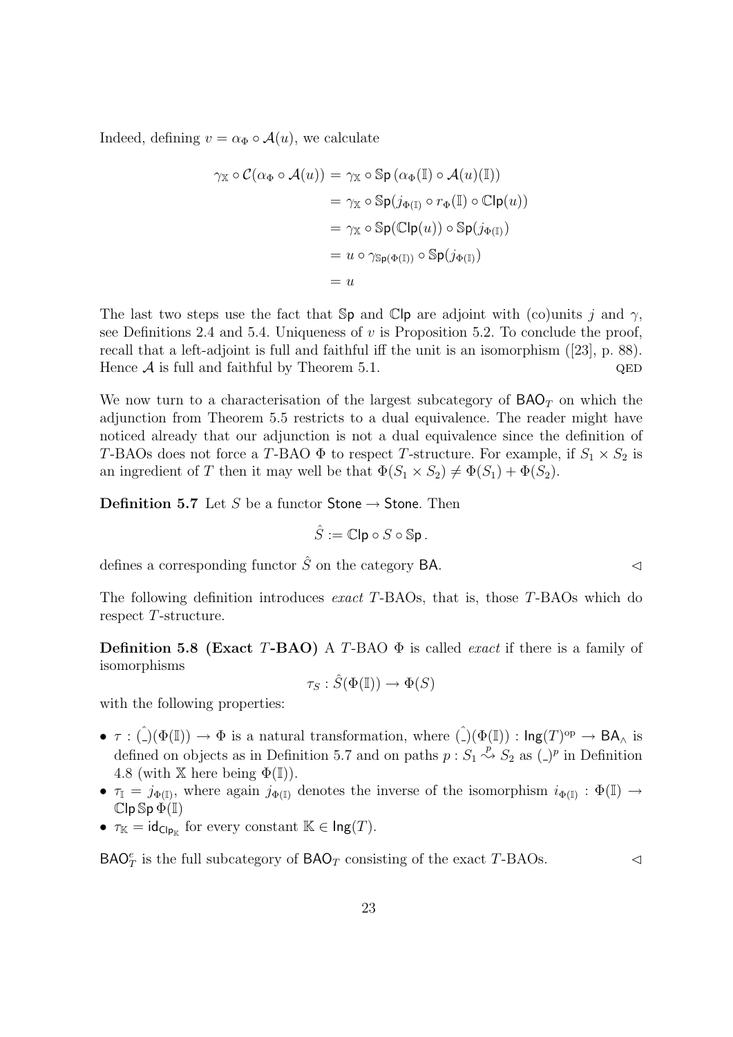Indeed, defining $v = \alpha_\Phi \circ \mathcal{A}(u)$, we calculate

$$
\begin{aligned}
\gamma_{\mathbb{X}} \circ \mathcal{C}(\alpha_\Phi \circ \mathcal{A}(u)) &= \gamma_{\mathbb{X}} \circ \mathbb{S}\mathsf{p}\,(\alpha_\Phi(\mathbb{I}) \circ \mathcal{A}(u)(\mathbb{I})) \\
&= \gamma_{\mathbb{X}} \circ \mathbb{S}\mathsf{p}(j_{\Phi(\mathbb{I})} \circ r_\Phi(\mathbb{I}) \circ \mathbb{C}\mathsf{lp}(u)) \\
&= \gamma_{\mathbb{X}} \circ \mathbb{S}\mathsf{p}(\mathbb{C}\mathsf{lp}(u)) \circ \mathbb{S}\mathsf{p}(j_{\Phi(\mathbb{I})}) \\
&= u \circ \gamma_{\mathbb{S}\mathsf{p}(\Phi(\mathbb{I}))} \circ \mathbb{S}\mathsf{p}(j_{\Phi(\mathbb{I})}) \\
&= u
\end{aligned}
$$

The last two steps use the fact that $\mathbb{S}\mathsf{p}$ and $\mathbb{C}\mathsf{lp}$ are adjoint with (co)units $j$ and $\gamma$, see Definitions 2.4 and 5.4. Uniqueness of $v$ is Proposition 5.2. To conclude the proof, recall that a left-adjoint is full and faithful iff the unit is an isomorphism ([23], p. 88). Hence $\mathcal{A}$ is full and faithful by Theorem 5.1. QED

We now turn to a characterisation of the largest subcategory of $\mathsf{BAO}_T$ on which the adjunction from Theorem 5.5 restricts to a dual equivalence. The reader might have noticed already that our adjunction is not a dual equivalence since the definition of $T$-BAOs does not force a $T$-BAO $\Phi$ to respect $T$-structure. For example, if $S_1 \times S_2$ is an ingredient of $T$ then it may well be that $\Phi(S_1 \times S_2) \neq \Phi(S_1) + \Phi(S_2)$.

**Definition 5.7** Let $S$ be a functor $\mathsf{Stone} \to \mathsf{Stone}$. Then

$$\hat{S} := \mathbb{C}\mathsf{lp} \circ S \circ \mathbb{S}\mathsf{p}\,.$$

defines a corresponding functor $\hat{S}$ on the category $\mathsf{BA}$. $\lhd$

The following definition introduces *exact* $T$-BAOs, that is, those $T$-BAOs which do respect $T$-structure.

**Definition 5.8 (Exact $T$-BAO)** A $T$-BAO $\Phi$ is called *exact* if there is a family of isomorphisms

$$\tau_S : \hat{S}(\Phi(\mathbb{I})) \to \Phi(S)$$

with the following properties:

- $\tau : \hat{(\_)}(\Phi(\mathbb{I})) \to \Phi$ is a natural transformation, where $\hat{(\_)}(\Phi(\mathbb{I})) : \mathsf{Ing}(T)^{\mathrm{op}} \to \mathsf{BA}_\wedge$ is defined on objects as in Definition 5.7 and on paths $p : S_1 \overset{p}{\rightsquigarrow} S_2$ as $(\_)^p$ in Definition 4.8 (with $\mathbb{X}$ here being $\Phi(\mathbb{I})$).
- $\tau_{\mathbb{I}} = j_{\Phi(\mathbb{I})}$, where again $j_{\Phi(\mathbb{I})}$ denotes the inverse of the isomorphism $i_{\Phi(\mathbb{I})} : \Phi(\mathbb{I}) \to \mathbb{C}\mathsf{lp}\,\mathbb{S}\mathsf{p}\,\Phi(\mathbb{I})$
- $\tau_{\mathbb{K}} = \mathsf{id}_{\mathsf{Clp}_{\mathbb{K}}}$ for every constant $\mathbb{K} \in \mathsf{Ing}(T)$.

$\mathsf{BAO}^e_T$ is the full subcategory of $\mathsf{BAO}_T$ consisting of the exact $T$-BAOs. $\lhd$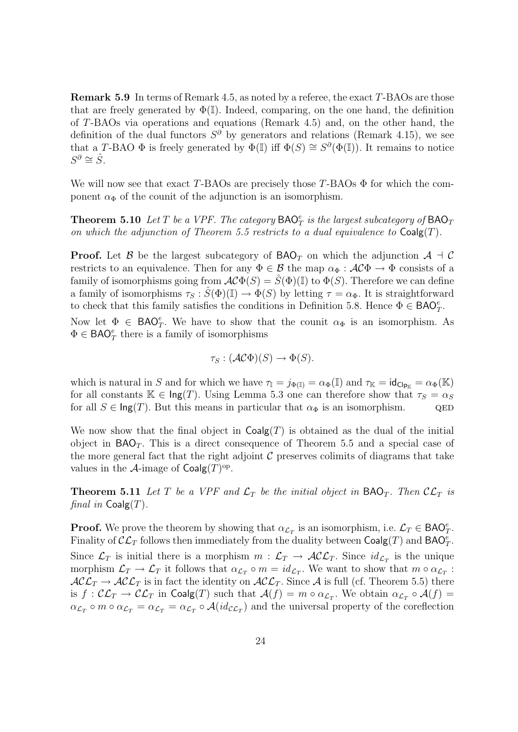**Remark 5.9** In terms of Remark 4.5, as noted by a referee, the exact $T$-BAOs are those that are freely generated by $\Phi(\mathbb{I})$. Indeed, comparing, on the one hand, the definition of $T$-BAOs via operations and equations (Remark 4.5) and, on the other hand, the definition of the dual functors $S^\partial$ by generators and relations (Remark 4.15), we see that a $T$-BAO $\Phi$ is freely generated by $\Phi(\mathbb{I})$ iff $\Phi(S) \cong S^\partial(\Phi(\mathbb{I}))$. It remains to notice $S^\partial \cong \hat{S}$.

We will now see that exact $T$-BAOs are precisely those $T$-BAOs $\Phi$ for which the component $\alpha_\Phi$ of the counit of the adjunction is an isomorphism.

**Theorem 5.10** *Let $T$ be a VPF. The category $\mathsf{BAO}^e_T$ is the largest subcategory of $\mathsf{BAO}_T$ on which the adjunction of Theorem 5.5 restricts to a dual equivalence to $\mathsf{Coalg}(T)$.*

**Proof.** Let $\mathcal{B}$ be the largest subcategory of $\mathsf{BAO}_T$ on which the adjunction $\mathcal{A} \dashv \mathcal{C}$ restricts to an equivalence. Then for any $\Phi \in \mathcal{B}$ the map $\alpha_\Phi : \mathcal{AC}\Phi \to \Phi$ consists of a family of isomorphisms going from $\mathcal{AC}\Phi(S) = \hat{S}(\Phi)(\mathbb{I})$ to $\Phi(S)$. Therefore we can define a family of isomorphisms $\tau_S : \hat{S}(\Phi)(\mathbb{I}) \to \Phi(S)$ by letting $\tau = \alpha_\Phi$. It is straightforward to check that this family satisfies the conditions in Definition 5.8. Hence $\Phi \in \mathsf{BAO}^e_T$.

Now let $\Phi \in \mathsf{BAO}^e_T$. We have to show that the counit $\alpha_\Phi$ is an isomorphism. As $\Phi \in \mathsf{BAO}^e_T$ there is a family of isomorphisms

$$\tau_S : (\mathcal{AC}\Phi)(S) \to \Phi(S).$$

which is natural in $S$ and for which we have $\tau_\mathbb{I} = j_{\Phi(\mathbb{I})} = \alpha_\Phi(\mathbb{I})$ and $\tau_\mathbb{K} = \mathsf{id}_{\mathsf{Clp}_\mathbb{K}} = \alpha_\Phi(\mathbb{K})$ for all constants $\mathbb{K} \in \mathsf{Ing}(T)$. Using Lemma 5.3 one can therefore show that $\tau_S = \alpha_S$ for all $S \in \mathsf{Ing}(T)$. But this means in particular that $\alpha_\Phi$ is an isomorphism. QED

We now show that the final object in $\mathsf{Coalg}(T)$ is obtained as the dual of the initial object in $\mathsf{BAO}_T$. This is a direct consequence of Theorem 5.5 and a special case of the more general fact that the right adjoint $\mathcal{C}$ preserves colimits of diagrams that take values in the $\mathcal{A}$-image of $\mathsf{Coalg}(T)^{\mathrm{op}}$.

**Theorem 5.11** *Let $T$ be a VPF and $\mathcal{L}_T$ be the initial object in $\mathsf{BAO}_T$. Then $\mathcal{CL}_T$ is final in $\mathsf{Coalg}(T)$.*

**Proof.** We prove the theorem by showing that $\alpha_{\mathcal{L}_T}$ is an isomorphism, i.e. $\mathcal{L}_T \in \mathsf{BAO}^e_T$. Finality of $\mathcal{CL}_T$ follows then immediately from the duality between $\mathsf{Coalg}(T)$ and $\mathsf{BAO}^e_T$.

Since $\mathcal{L}_T$ is initial there is a morphism $m : \mathcal{L}_T \to \mathcal{ACL}_T$. Since $id_{\mathcal{L}_T}$ is the unique morphism $\mathcal{L}_T \to \mathcal{L}_T$ it follows that $\alpha_{\mathcal{L}_T} \circ m = id_{\mathcal{L}_T}$. We want to show that $m \circ \alpha_{\mathcal{L}_T} : \mathcal{ACL}_T \to \mathcal{ACL}_T$ is in fact the identity on $\mathcal{ACL}_T$. Since $\mathcal{A}$ is full (cf. Theorem 5.5) there is $f : \mathcal{CL}_T \to \mathcal{CL}_T$ in $\mathsf{Coalg}(T)$ such that $\mathcal{A}(f) = m \circ \alpha_{\mathcal{L}_T}$. We obtain $\alpha_{\mathcal{L}_T} \circ \mathcal{A}(f) = \alpha_{\mathcal{L}_T} \circ m \circ \alpha_{\mathcal{L}_T} = \alpha_{\mathcal{L}_T} = \alpha_{\mathcal{L}_T} \circ \mathcal{A}(id_{\mathcal{CL}_T})$ and the universal property of the coreflection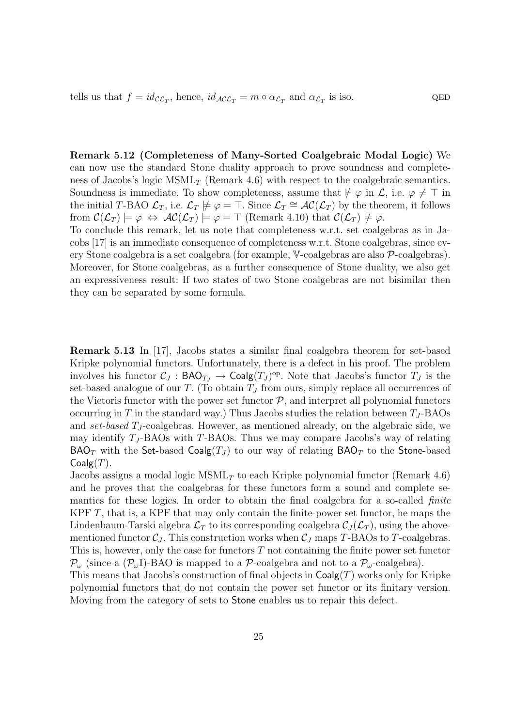tells us that $f = id_{\mathcal{C}\mathcal{L}_T}$, hence, $id_{\mathcal{A}\mathcal{C}\mathcal{L}_T} = m \circ \alpha_{\mathcal{L}_T}$ and $\alpha_{\mathcal{L}_T}$ is iso. QED

**Remark 5.12 (Completeness of Many-Sorted Coalgebraic Modal Logic)** We can now use the standard Stone duality approach to prove soundness and completeness of Jacobs's logic $\mathrm{MSML}_T$ (Remark 4.6) with respect to the coalgebraic semantics. Soundness is immediate. To show completeness, assume that $\not\vdash \varphi$ in $\mathcal{L}$, i.e. $\varphi \neq \top$ in the initial $T$-BAO $\mathcal{L}_T$, i.e. $\mathcal{L}_T \not\models \varphi = \top$. Since $\mathcal{L}_T \cong \mathcal{AC}(\mathcal{L}_T)$ by the theorem, it follows from $\mathcal{C}(\mathcal{L}_T) \models \varphi \;\Leftrightarrow\; \mathcal{AC}(\mathcal{L}_T) \models \varphi = \top$ (Remark 4.10) that $\mathcal{C}(\mathcal{L}_T) \not\models \varphi$.
To conclude this remark, let us note that completeness w.r.t. set coalgebras as in Jacobs [17] is an immediate consequence of completeness w.r.t. Stone coalgebras, since every Stone coalgebra is a set coalgebra (for example, $\mathbb{V}$-coalgebras are also $\mathcal{P}$-coalgebras). Moreover, for Stone coalgebras, as a further consequence of Stone duality, we also get an expressiveness result: If two states of two Stone coalgebras are not bisimilar then they can be separated by some formula.

**Remark 5.13** In [17], Jacobs states a similar final coalgebra theorem for set-based Kripke polynomial functors. Unfortunately, there is a defect in his proof. The problem involves his functor $\mathcal{C}_J : \mathsf{BAO}_{T_J} \to \mathsf{Coalg}(T_J)^{\mathrm{op}}$. Note that Jacobs's functor $T_J$ is the set-based analogue of our $T$. (To obtain $T_J$ from ours, simply replace all occurrences of the Vietoris functor with the power set functor $\mathcal{P}$, and interpret all polynomial functors occurring in $T$ in the standard way.) Thus Jacobs studies the relation between $T_J$-BAOs and *set-based* $T_J$-coalgebras. However, as mentioned already, on the algebraic side, we may identify $T_J$-BAOs with $T$-BAOs. Thus we may compare Jacobs's way of relating $\mathsf{BAO}_T$ with the $\mathsf{Set}$-based $\mathsf{Coalg}(T_J)$ to our way of relating $\mathsf{BAO}_T$ to the $\mathsf{Stone}$-based $\mathsf{Coalg}(T)$.
Jacobs assigns a modal logic $\mathrm{MSML}_T$ to each Kripke polynomial functor (Remark 4.6) and he proves that the coalgebras for these functors form a sound and complete semantics for these logics. In order to obtain the final coalgebra for a so-called *finite* KPF $T$, that is, a KPF that may only contain the finite-power set functor, he maps the Lindenbaum-Tarski algebra $\mathcal{L}_T$ to its corresponding coalgebra $\mathcal{C}_J(\mathcal{L}_T)$, using the above-mentioned functor $\mathcal{C}_J$. This construction works when $\mathcal{C}_J$ maps $T$-BAOs to $T$-coalgebras. This is, however, only the case for functors $T$ not containing the finite power set functor $\mathcal{P}_\omega$ (since a $(\mathcal{P}_\omega\mathbb{I})$-BAO is mapped to a $\mathcal{P}$-coalgebra and not to a $\mathcal{P}_\omega$-coalgebra).
This means that Jacobs's construction of final objects in $\mathsf{Coalg}(T)$ works only for Kripke polynomial functors that do not contain the power set functor or its finitary version. Moving from the category of sets to $\mathsf{Stone}$ enables us to repair this defect.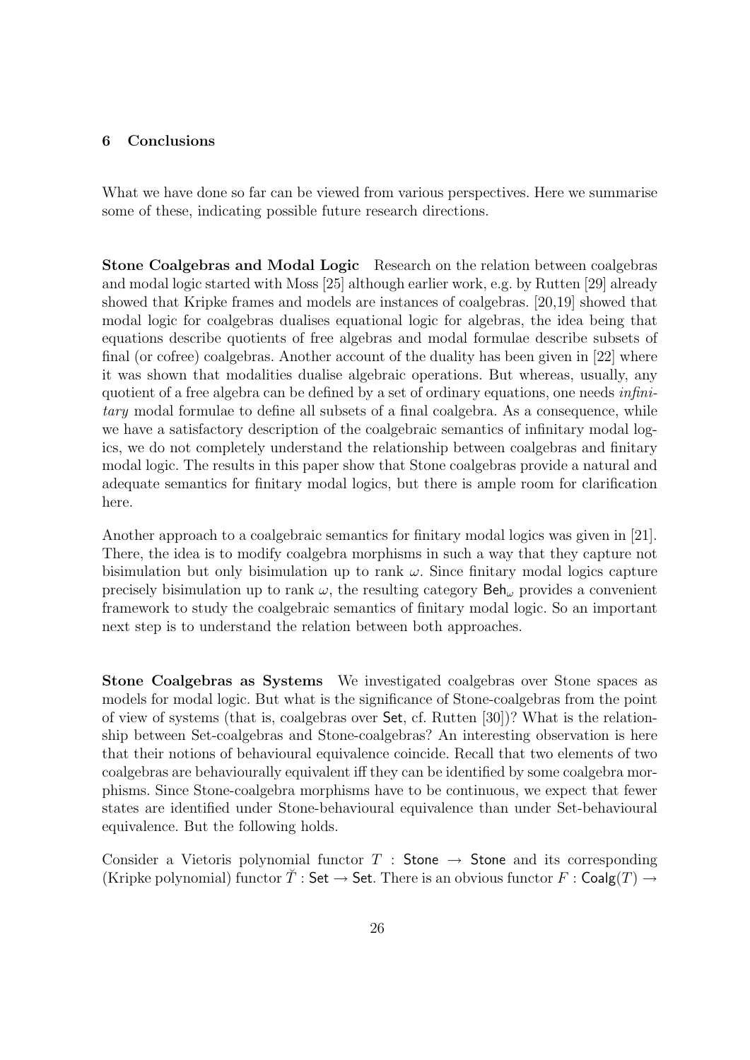## 6 Conclusions

What we have done so far can be viewed from various perspectives. Here we summarise some of these, indicating possible future research directions.

**Stone Coalgebras and Modal Logic** Research on the relation between coalgebras and modal logic started with Moss [25] although earlier work, e.g. by Rutten [29] already showed that Kripke frames and models are instances of coalgebras. [20,19] showed that modal logic for coalgebras dualises equational logic for algebras, the idea being that equations describe quotients of free algebras and modal formulae describe subsets of final (or cofree) coalgebras. Another account of the duality has been given in [22] where it was shown that modalities dualise algebraic operations. But whereas, usually, any quotient of a free algebra can be defined by a set of ordinary equations, one needs *infinitary* modal formulae to define all subsets of a final coalgebra. As a consequence, while we have a satisfactory description of the coalgebraic semantics of infinitary modal logics, we do not completely understand the relationship between coalgebras and finitary modal logic. The results in this paper show that Stone coalgebras provide a natural and adequate semantics for finitary modal logics, but there is ample room for clarification here.

Another approach to a coalgebraic semantics for finitary modal logics was given in [21]. There, the idea is to modify coalgebra morphisms in such a way that they capture not bisimulation but only bisimulation up to rank $\omega$. Since finitary modal logics capture precisely bisimulation up to rank $\omega$, the resulting category $\mathsf{Beh}_\omega$ provides a convenient framework to study the coalgebraic semantics of finitary modal logic. So an important next step is to understand the relation between both approaches.

**Stone Coalgebras as Systems** We investigated coalgebras over Stone spaces as models for modal logic. But what is the significance of Stone-coalgebras from the point of view of systems (that is, coalgebras over $\mathsf{Set}$, cf. Rutten [30])? What is the relationship between Set-coalgebras and Stone-coalgebras? An interesting observation is here that their notions of behavioural equivalence coincide. Recall that two elements of two coalgebras are behaviourally equivalent iff they can be identified by some coalgebra morphisms. Since Stone-coalgebra morphisms have to be continuous, we expect that fewer states are identified under Stone-behavioural equivalence than under Set-behavioural equivalence. But the following holds.

Consider a Vietoris polynomial functor $T : \mathsf{Stone} \to \mathsf{Stone}$ and its corresponding (Kripke polynomial) functor $\breve{T} : \mathsf{Set} \to \mathsf{Set}$. There is an obvious functor $F : \mathsf{Coalg}(T) \to$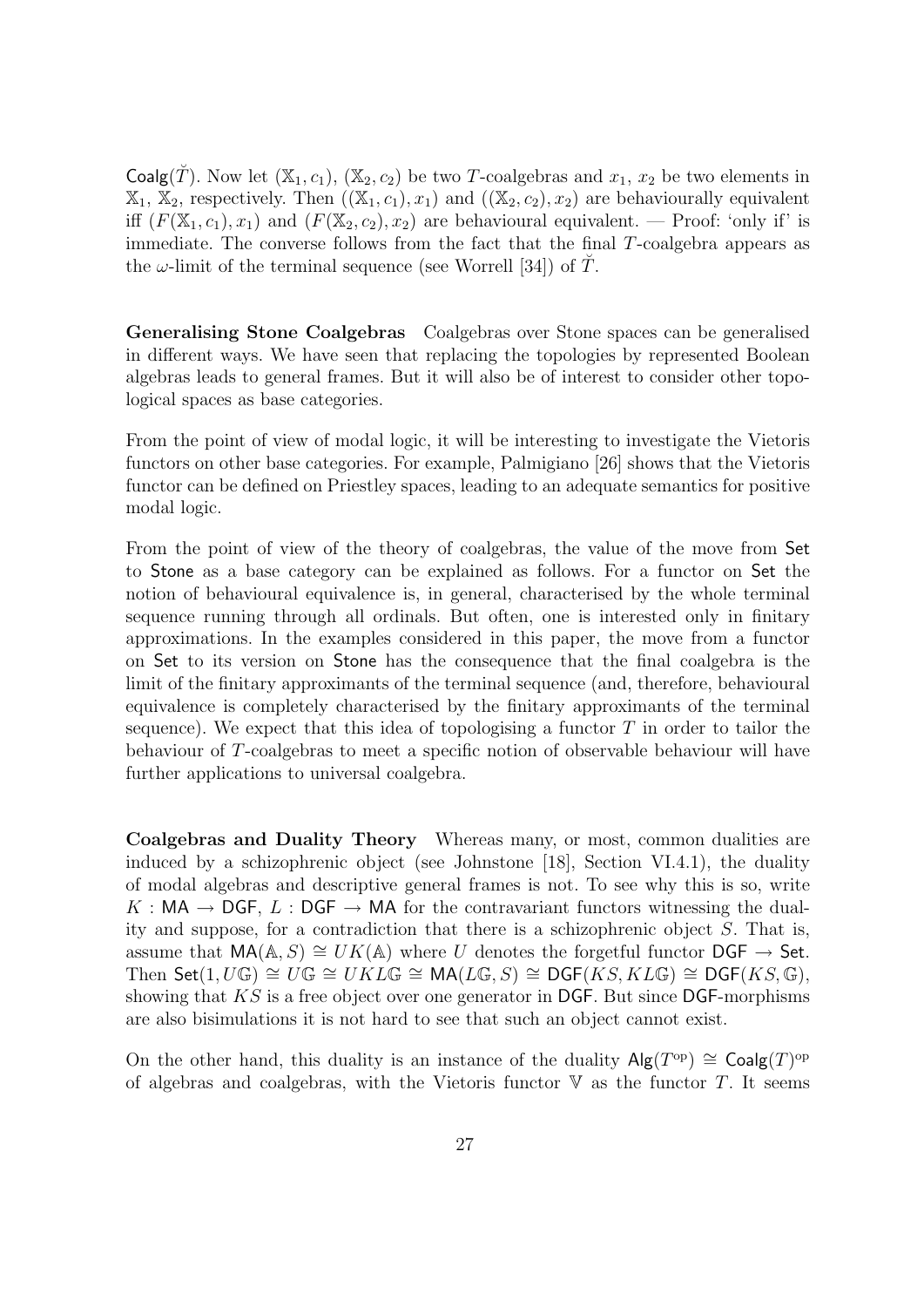$\mathsf{Coalg}(\breve{T})$. Now let $(\mathbb{X}_1, c_1)$, $(\mathbb{X}_2, c_2)$ be two $T$-coalgebras and $x_1$, $x_2$ be two elements in $\mathbb{X}_1$, $\mathbb{X}_2$, respectively. Then $((\mathbb{X}_1, c_1), x_1)$ and $((\mathbb{X}_2, c_2), x_2)$ are behaviourally equivalent iff $(F(\mathbb{X}_1, c_1), x_1)$ and $(F(\mathbb{X}_2, c_2), x_2)$ are behavioural equivalent. — Proof: 'only if' is immediate. The converse follows from the fact that the final $T$-coalgebra appears as the $\omega$-limit of the terminal sequence (see Worrell [34]) of $\breve{T}$.

**Generalising Stone Coalgebras** Coalgebras over Stone spaces can be generalised in different ways. We have seen that replacing the topologies by represented Boolean algebras leads to general frames. But it will also be of interest to consider other topological spaces as base categories.

From the point of view of modal logic, it will be interesting to investigate the Vietoris functors on other base categories. For example, Palmigiano [26] shows that the Vietoris functor can be defined on Priestley spaces, leading to an adequate semantics for positive modal logic.

From the point of view of the theory of coalgebras, the value of the move from $\mathsf{Set}$ to $\mathsf{Stone}$ as a base category can be explained as follows. For a functor on $\mathsf{Set}$ the notion of behavioural equivalence is, in general, characterised by the whole terminal sequence running through all ordinals. But often, one is interested only in finitary approximations. In the examples considered in this paper, the move from a functor on $\mathsf{Set}$ to its version on $\mathsf{Stone}$ has the consequence that the final coalgebra is the limit of the finitary approximants of the terminal sequence (and, therefore, behavioural equivalence is completely characterised by the finitary approximants of the terminal sequence). We expect that this idea of topologising a functor $T$ in order to tailor the behaviour of $T$-coalgebras to meet a specific notion of observable behaviour will have further applications to universal coalgebra.

**Coalgebras and Duality Theory** Whereas many, or most, common dualities are induced by a schizophrenic object (see Johnstone [18], Section VI.4.1), the duality of modal algebras and descriptive general frames is not. To see why this is so, write $K : \mathsf{MA} \to \mathsf{DGF}$, $L : \mathsf{DGF} \to \mathsf{MA}$ for the contravariant functors witnessing the duality and suppose, for a contradiction that there is a schizophrenic object $S$. That is, assume that $\mathsf{MA}(\mathbb{A}, S) \cong UK(\mathbb{A})$ where $U$ denotes the forgetful functor $\mathsf{DGF} \to \mathsf{Set}$. Then $\mathsf{Set}(1, U\mathbb{G}) \cong U\mathbb{G} \cong UKL\mathbb{G} \cong \mathsf{MA}(L\mathbb{G}, S) \cong \mathsf{DGF}(KS, KL\mathbb{G}) \cong \mathsf{DGF}(KS, \mathbb{G})$, showing that $KS$ is a free object over one generator in $\mathsf{DGF}$. But since $\mathsf{DGF}$-morphisms are also bisimulations it is not hard to see that such an object cannot exist.

On the other hand, this duality is an instance of the duality $\mathsf{Alg}(T^{\mathrm{op}}) \cong \mathsf{Coalg}(T)^{\mathrm{op}}$ of algebras and coalgebras, with the Vietoris functor $\mathbb{V}$ as the functor $T$. It seems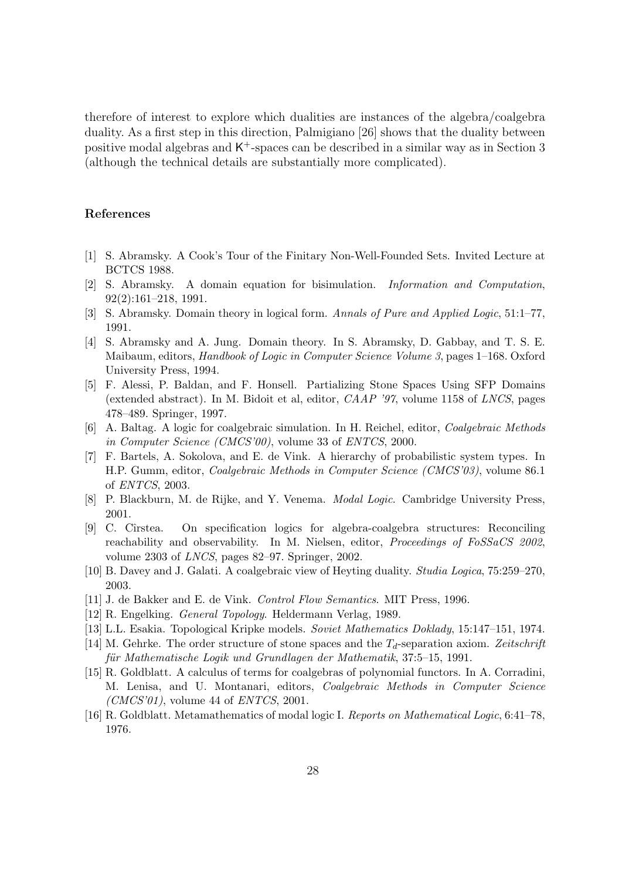therefore of interest to explore which dualities are instances of the algebra/coalgebra duality. As a first step in this direction, Palmigiano [26] shows that the duality between positive modal algebras and $\mathsf{K}^+$-spaces can be described in a similar way as in Section 3 (although the technical details are substantially more complicated).

## References

[1] S. Abramsky. A Cook's Tour of the Finitary Non-Well-Founded Sets. Invited Lecture at BCTCS 1988.

[2] S. Abramsky. A domain equation for bisimulation. *Information and Computation*, 92(2):161–218, 1991.

[3] S. Abramsky. Domain theory in logical form. *Annals of Pure and Applied Logic*, 51:1–77, 1991.

[4] S. Abramsky and A. Jung. Domain theory. In S. Abramsky, D. Gabbay, and T. S. E. Maibaum, editors, *Handbook of Logic in Computer Science Volume 3*, pages 1–168. Oxford University Press, 1994.

[5] F. Alessi, P. Baldan, and F. Honsell. Partializing Stone Spaces Using SFP Domains (extended abstract). In M. Bidoit et al, editor, *CAAP '97*, volume 1158 of *LNCS*, pages 478–489. Springer, 1997.

[6] A. Baltag. A logic for coalgebraic simulation. In H. Reichel, editor, *Coalgebraic Methods in Computer Science (CMCS'00)*, volume 33 of *ENTCS*, 2000.

[7] F. Bartels, A. Sokolova, and E. de Vink. A hierarchy of probabilistic system types. In H.P. Gumm, editor, *Coalgebraic Methods in Computer Science (CMCS'03)*, volume 86.1 of *ENTCS*, 2003.

[8] P. Blackburn, M. de Rijke, and Y. Venema. *Modal Logic*. Cambridge University Press, 2001.

[9] C. Cîrstea. On specification logics for algebra-coalgebra structures: Reconciling reachability and observability. In M. Nielsen, editor, *Proceedings of FoSSaCS 2002*, volume 2303 of *LNCS*, pages 82–97. Springer, 2002.

[10] B. Davey and J. Galati. A coalgebraic view of Heyting duality. *Studia Logica*, 75:259–270, 2003.

[11] J. de Bakker and E. de Vink. *Control Flow Semantics*. MIT Press, 1996.

[12] R. Engelking. *General Topology*. Heldermann Verlag, 1989.

[13] L.L. Esakia. Topological Kripke models. *Soviet Mathematics Doklady*, 15:147–151, 1974.

[14] M. Gehrke. The order structure of stone spaces and the $T_d$-separation axiom. *Zeitschrift für Mathematische Logik und Grundlagen der Mathematik*, 37:5–15, 1991.

[15] R. Goldblatt. A calculus of terms for coalgebras of polynomial functors. In A. Corradini, M. Lenisa, and U. Montanari, editors, *Coalgebraic Methods in Computer Science (CMCS'01)*, volume 44 of *ENTCS*, 2001.

[16] R. Goldblatt. Metamathematics of modal logic I. *Reports on Mathematical Logic*, 6:41–78, 1976.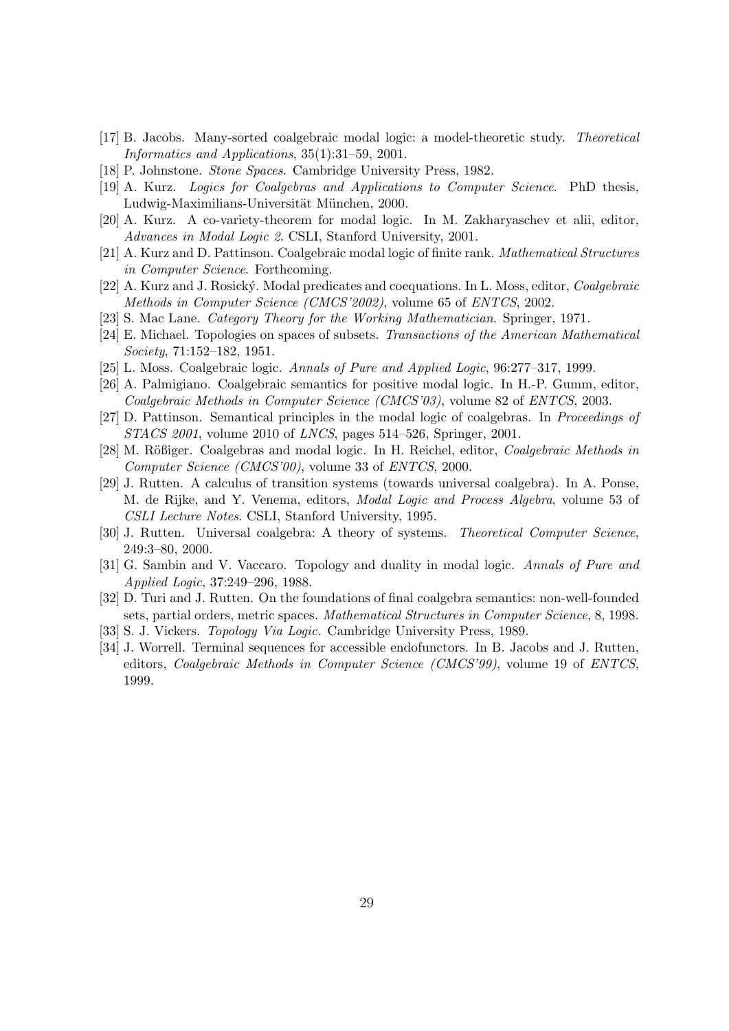[17] B. Jacobs. Many-sorted coalgebraic modal logic: a model-theoretic study. *Theoretical Informatics and Applications*, 35(1):31–59, 2001.

[18] P. Johnstone. *Stone Spaces*. Cambridge University Press, 1982.

[19] A. Kurz. *Logics for Coalgebras and Applications to Computer Science*. PhD thesis, Ludwig-Maximilians-Universität München, 2000.

[20] A. Kurz. A co-variety-theorem for modal logic. In M. Zakharyaschev et alii, editor, *Advances in Modal Logic 2*. CSLI, Stanford University, 2001.

[21] A. Kurz and D. Pattinson. Coalgebraic modal logic of finite rank. *Mathematical Structures in Computer Science*. Forthcoming.

[22] A. Kurz and J. Rosický. Modal predicates and coequations. In L. Moss, editor, *Coalgebraic Methods in Computer Science (CMCS'2002)*, volume 65 of *ENTCS*, 2002.

[23] S. Mac Lane. *Category Theory for the Working Mathematician*. Springer, 1971.

[24] E. Michael. Topologies on spaces of subsets. *Transactions of the American Mathematical Society*, 71:152–182, 1951.

[25] L. Moss. Coalgebraic logic. *Annals of Pure and Applied Logic*, 96:277–317, 1999.

[26] A. Palmigiano. Coalgebraic semantics for positive modal logic. In H.-P. Gumm, editor, *Coalgebraic Methods in Computer Science (CMCS'03)*, volume 82 of *ENTCS*, 2003.

[27] D. Pattinson. Semantical principles in the modal logic of coalgebras. In *Proceedings of STACS 2001*, volume 2010 of *LNCS*, pages 514–526, Springer, 2001.

[28] M. Rößiger. Coalgebras and modal logic. In H. Reichel, editor, *Coalgebraic Methods in Computer Science (CMCS'00)*, volume 33 of *ENTCS*, 2000.

[29] J. Rutten. A calculus of transition systems (towards universal coalgebra). In A. Ponse, M. de Rijke, and Y. Venema, editors, *Modal Logic and Process Algebra*, volume 53 of *CSLI Lecture Notes*. CSLI, Stanford University, 1995.

[30] J. Rutten. Universal coalgebra: A theory of systems. *Theoretical Computer Science*, 249:3–80, 2000.

[31] G. Sambin and V. Vaccaro. Topology and duality in modal logic. *Annals of Pure and Applied Logic*, 37:249–296, 1988.

[32] D. Turi and J. Rutten. On the foundations of final coalgebra semantics: non-well-founded sets, partial orders, metric spaces. *Mathematical Structures in Computer Science*, 8, 1998.

[33] S. J. Vickers. *Topology Via Logic*. Cambridge University Press, 1989.

[34] J. Worrell. Terminal sequences for accessible endofunctors. In B. Jacobs and J. Rutten, editors, *Coalgebraic Methods in Computer Science (CMCS'99)*, volume 19 of *ENTCS*, 1999.